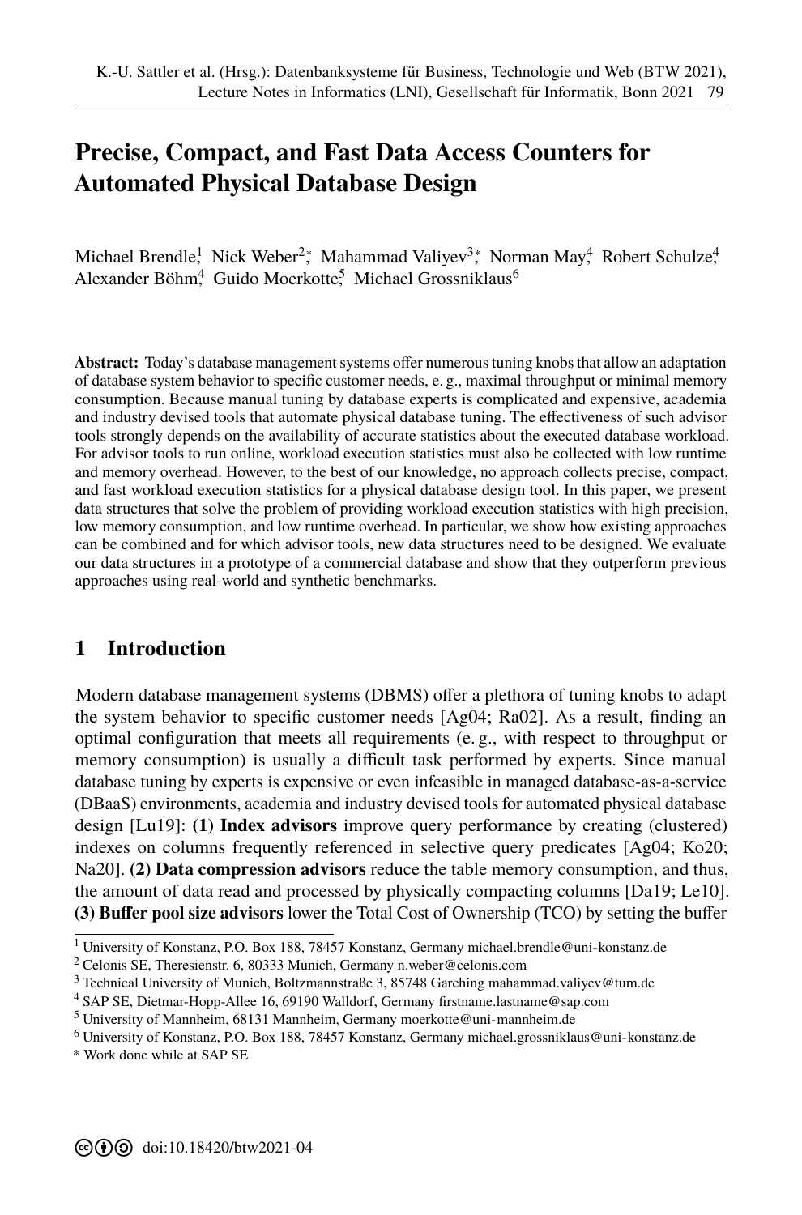# Precise, Compact, and Fast Data Access Counters for Automated Physical Database Design

Michael Brendle[1], Nick Weber[2,*], Mahammad Valiyev[3,*], Norman May[4], Robert Schulze[4], Alexander Böhm[4], Guido Moerkotte[5], Michael Grossniklaus[6]

**Abstract:** Today's database management systems offer numerous tuning knobs that allow an adaptation of database system behavior to specific customer needs, e. g., maximal throughput or minimal memory consumption. Because manual tuning by database experts is complicated and expensive, academia and industry devised tools that automate physical database tuning. The effectiveness of such advisor tools strongly depends on the availability of accurate statistics about the executed database workload. For advisor tools to run online, workload execution statistics must also be collected with low runtime and memory overhead. However, to the best of our knowledge, no approach collects precise, compact, and fast workload execution statistics for a physical database design tool. In this paper, we present data structures that solve the problem of providing workload execution statistics with high precision, low memory consumption, and low runtime overhead. In particular, we show how existing approaches can be combined and for which advisor tools, new data structures need to be designed. We evaluate our data structures in a prototype of a commercial database and show that they outperform previous approaches using real-world and synthetic benchmarks.

## 1 Introduction

Modern database management systems (DBMS) offer a plethora of tuning knobs to adapt the system behavior to specific customer needs [Ag04; Ra02]. As a result, finding an optimal configuration that meets all requirements (e. g., with respect to throughput or memory consumption) is usually a difficult task performed by experts. Since manual database tuning by experts is expensive or even infeasible in managed database-as-a-service (DBaaS) environments, academia and industry devised tools for automated physical database design [Lu19]: **(1) Index advisors** improve query performance by creating (clustered) indexes on columns frequently referenced in selective query predicates [Ag04; Ko20; Na20]. **(2) Data compression advisors** reduce the table memory consumption, and thus, the amount of data read and processed by physically compacting columns [Da19; Le10]. **(3) Buffer pool size advisors** lower the Total Cost of Ownership (TCO) by setting the buffer

[1] University of Konstanz, P.O. Box 188, 78457 Konstanz, Germany michael.brendle@uni-konstanz.de

[2] Celonis SE, Theresienstr. 6, 80333 Munich, Germany n.weber@celonis.com

[3] Technical University of Munich, Boltzmannstraße 3, 85748 Garching mahammad.valiyev@tum.de

[4] SAP SE, Dietmar-Hopp-Allee 16, 69190 Walldorf, Germany firstname.lastname@sap.com

[5] University of Mannheim, 68131 Mannheim, Germany moerkotte@uni-mannheim.de

[6] University of Konstanz, P.O. Box 188, 78457 Konstanz, Germany michael.grossniklaus@uni-konstanz.de

[*] Work done while at SAP SE

doi:10.18420/btw2021-04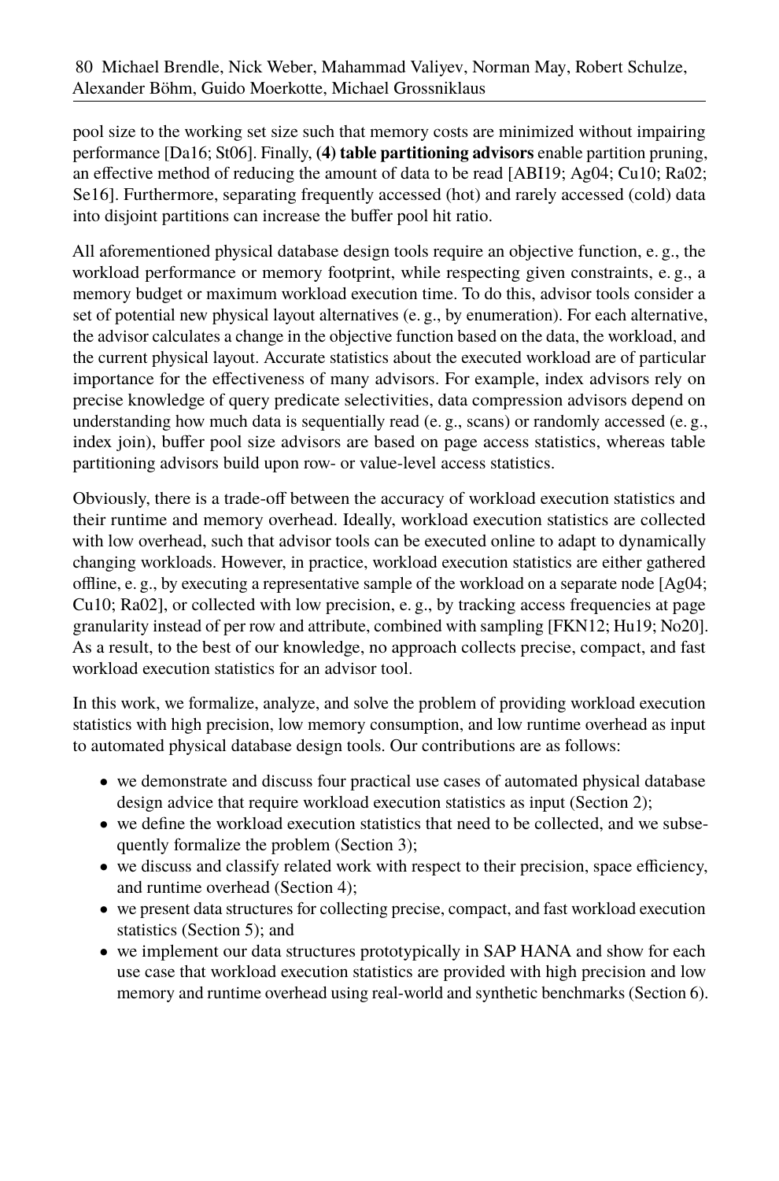pool size to the working set size such that memory costs are minimized without impairing performance [Da16; St06]. Finally, **(4) table partitioning advisors** enable partition pruning, an effective method of reducing the amount of data to be read [ABI19; Ag04; Cu10; Ra02; Se16]. Furthermore, separating frequently accessed (hot) and rarely accessed (cold) data into disjoint partitions can increase the buffer pool hit ratio.

All aforementioned physical database design tools require an objective function, e. g., the workload performance or memory footprint, while respecting given constraints, e. g., a memory budget or maximum workload execution time. To do this, advisor tools consider a set of potential new physical layout alternatives (e. g., by enumeration). For each alternative, the advisor calculates a change in the objective function based on the data, the workload, and the current physical layout. Accurate statistics about the executed workload are of particular importance for the effectiveness of many advisors. For example, index advisors rely on precise knowledge of query predicate selectivities, data compression advisors depend on understanding how much data is sequentially read (e. g., scans) or randomly accessed (e. g., index join), buffer pool size advisors are based on page access statistics, whereas table partitioning advisors build upon row- or value-level access statistics.

Obviously, there is a trade-off between the accuracy of workload execution statistics and their runtime and memory overhead. Ideally, workload execution statistics are collected with low overhead, such that advisor tools can be executed online to adapt to dynamically changing workloads. However, in practice, workload execution statistics are either gathered offline, e. g., by executing a representative sample of the workload on a separate node [Ag04; Cu10; Ra02], or collected with low precision, e. g., by tracking access frequencies at page granularity instead of per row and attribute, combined with sampling [FKN12; Hu19; No20]. As a result, to the best of our knowledge, no approach collects precise, compact, and fast workload execution statistics for an advisor tool.

In this work, we formalize, analyze, and solve the problem of providing workload execution statistics with high precision, low memory consumption, and low runtime overhead as input to automated physical database design tools. Our contributions are as follows:

- we demonstrate and discuss four practical use cases of automated physical database design advice that require workload execution statistics as input (Section 2);
- we define the workload execution statistics that need to be collected, and we subsequently formalize the problem (Section 3);
- we discuss and classify related work with respect to their precision, space efficiency, and runtime overhead (Section 4);
- we present data structures for collecting precise, compact, and fast workload execution statistics (Section 5); and
- we implement our data structures prototypically in SAP HANA and show for each use case that workload execution statistics are provided with high precision and low memory and runtime overhead using real-world and synthetic benchmarks (Section 6).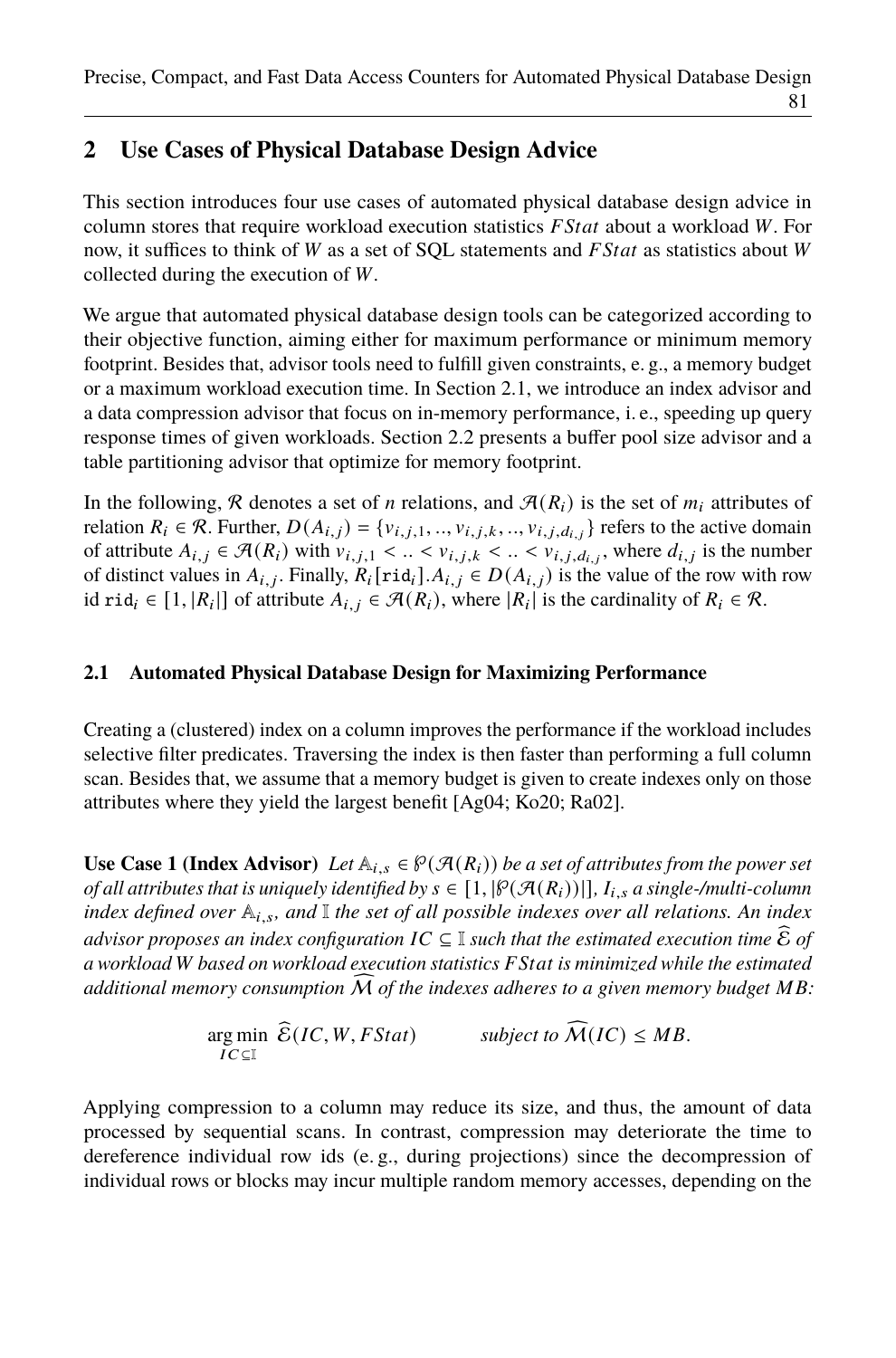## 2 Use Cases of Physical Database Design Advice

This section introduces four use cases of automated physical database design advice in column stores that require workload execution statistics $FStat$ about a workload $W$. For now, it suffices to think of $W$ as a set of SQL statements and $FStat$ as statistics about $W$ collected during the execution of $W$.

We argue that automated physical database design tools can be categorized according to their objective function, aiming either for maximum performance or minimum memory footprint. Besides that, advisor tools need to fulfill given constraints, e. g., a memory budget or a maximum workload execution time. In Section 2.1, we introduce an index advisor and a data compression advisor that focus on in-memory performance, i. e., speeding up query response times of given workloads. Section 2.2 presents a buffer pool size advisor and a table partitioning advisor that optimize for memory footprint.

In the following, $\mathcal{R}$ denotes a set of $n$ relations, and $\mathcal{A}(R_i)$ is the set of $m_i$ attributes of relation $R_i \in \mathcal{R}$. Further, $D(A_{i,j}) = \{v_{i,j,1}, .., v_{i,j,k}, .., v_{i,j,d_{i,j}}\}$ refers to the active domain of attribute $A_{i,j} \in \mathcal{A}(R_i)$ with $v_{i,j,1} < .. < v_{i,j,k} < .. < v_{i,j,d_{i,j}}$, where $d_{i,j}$ is the number of distinct values in $A_{i,j}$. Finally, $R_i[\mathtt{rid}_i].A_{i,j} \in D(A_{i,j})$ is the value of the row with row id $\mathtt{rid}_i \in [1, |R_i|]$ of attribute $A_{i,j} \in \mathcal{A}(R_i)$, where $|R_i|$ is the cardinality of $R_i \in \mathcal{R}$.

### 2.1 Automated Physical Database Design for Maximizing Performance

Creating a (clustered) index on a column improves the performance if the workload includes selective filter predicates. Traversing the index is then faster than performing a full column scan. Besides that, we assume that a memory budget is given to create indexes only on those attributes where they yield the largest benefit [Ag04; Ko20; Ra02].

**Use Case 1 (Index Advisor)** *Let $\mathbb{A}_{i,s} \in \wp(\mathcal{A}(R_i))$ be a set of attributes from the power set of all attributes that is uniquely identified by $s \in [1, |\wp(\mathcal{A}(R_i))|]$, $I_{i,s}$ a single-/multi-column index defined over $\mathbb{A}_{i,s}$, and $\mathbb{I}$ the set of all possible indexes over all relations. An index advisor proposes an index configuration $IC \subseteq \mathbb{I}$ such that the estimated execution time $\widehat{\mathcal{E}}$ of a workload $W$ based on workload execution statistics $FStat$ is minimized while the estimated additional memory consumption $\widehat{\mathcal{M}}$ of the indexes adheres to a given memory budget $MB$:*

$$\underset{IC \subseteq \mathbb{I}}{\arg\min}\ \widehat{\mathcal{E}}(IC, W, FStat) \qquad \text{subject to } \widehat{\mathcal{M}}(IC) \leq MB.$$

Applying compression to a column may reduce its size, and thus, the amount of data processed by sequential scans. In contrast, compression may deteriorate the time to dereference individual row ids (e. g., during projections) since the decompression of individual rows or blocks may incur multiple random memory accesses, depending on the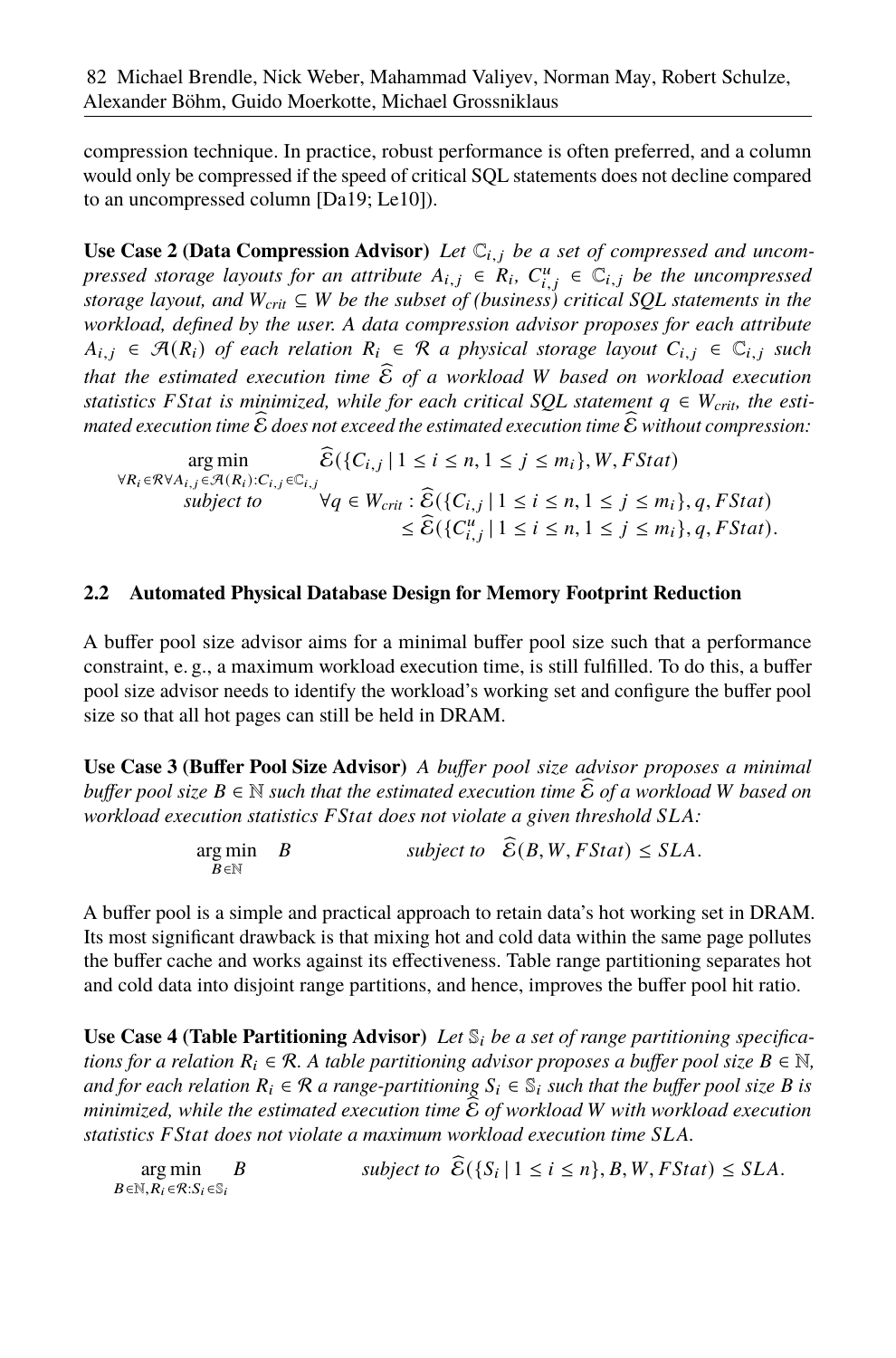compression technique. In practice, robust performance is often preferred, and a column would only be compressed if the speed of critical SQL statements does not decline compared to an uncompressed column [Da19; Le10]).

**Use Case 2 (Data Compression Advisor)** *Let $\mathbb{C}_{i,j}$ be a set of compressed and uncompressed storage layouts for an attribute $A_{i,j} \in R_i$, $C^u_{i,j} \in \mathbb{C}_{i,j}$ be the uncompressed storage layout, and $W_{crit} \subseteq W$ be the subset of (business) critical SQL statements in the workload, defined by the user. A data compression advisor proposes for each attribute $A_{i,j} \in \mathcal{A}(R_i)$ of each relation $R_i \in \mathcal{R}$ a physical storage layout $C_{i,j} \in \mathbb{C}_{i,j}$ such that the estimated execution time $\widehat{\mathcal{E}}$ of a workload $W$ based on workload execution statistics $FStat$ is minimized, while for each critical SQL statement $q \in W_{crit}$, the estimated execution time $\widehat{\mathcal{E}}$ does not exceed the estimated execution time $\widehat{\mathcal{E}}$ without compression:*

$$\begin{aligned}
\underset{\forall R_i \in \mathcal{R} \forall A_{i,j} \in \mathcal{A}(R_i): C_{i,j} \in \mathbb{C}_{i,j}}{\arg\min} \quad & \widehat{\mathcal{E}}(\{C_{i,j} \mid 1 \le i \le n, 1 \le j \le m_i\}, W, FStat) \\
\textit{subject to} \quad & \forall q \in W_{crit} : \widehat{\mathcal{E}}(\{C_{i,j} \mid 1 \le i \le n, 1 \le j \le m_i\}, q, FStat) \\
& \le \widehat{\mathcal{E}}(\{C^u_{i,j} \mid 1 \le i \le n, 1 \le j \le m_i\}, q, FStat).
\end{aligned}$$

## 2.2 Automated Physical Database Design for Memory Footprint Reduction

A buffer pool size advisor aims for a minimal buffer pool size such that a performance constraint, e. g., a maximum workload execution time, is still fulfilled. To do this, a buffer pool size advisor needs to identify the workload's working set and configure the buffer pool size so that all hot pages can still be held in DRAM.

**Use Case 3 (Buffer Pool Size Advisor)** *A buffer pool size advisor proposes a minimal buffer pool size $B \in \mathbb{N}$ such that the estimated execution time $\widehat{\mathcal{E}}$ of a workload $W$ based on workload execution statistics $FStat$ does not violate a given threshold $SLA$:*

$$\underset{B \in \mathbb{N}}{\arg\min} \quad B \qquad\qquad \textit{subject to} \quad \widehat{\mathcal{E}}(B, W, FStat) \le SLA.$$

A buffer pool is a simple and practical approach to retain data's hot working set in DRAM. Its most significant drawback is that mixing hot and cold data within the same page pollutes the buffer cache and works against its effectiveness. Table range partitioning separates hot and cold data into disjoint range partitions, and hence, improves the buffer pool hit ratio.

**Use Case 4 (Table Partitioning Advisor)** *Let $\mathbb{S}_i$ be a set of range partitioning specifications for a relation $R_i \in \mathcal{R}$. A table partitioning advisor proposes a buffer pool size $B \in \mathbb{N}$, and for each relation $R_i \in \mathcal{R}$ a range-partitioning $S_i \in \mathbb{S}_i$ such that the buffer pool size $B$ is minimized, while the estimated execution time $\widehat{\mathcal{E}}$ of workload $W$ with workload execution statistics $FStat$ does not violate a maximum workload execution time $SLA$.*

$$\underset{B \in \mathbb{N}, R_i \in \mathcal{R}: S_i \in \mathbb{S}_i}{\arg\min} \quad B \qquad\qquad \textit{subject to} \quad \widehat{\mathcal{E}}(\{S_i \mid 1 \le i \le n\}, B, W, FStat) \le SLA.$$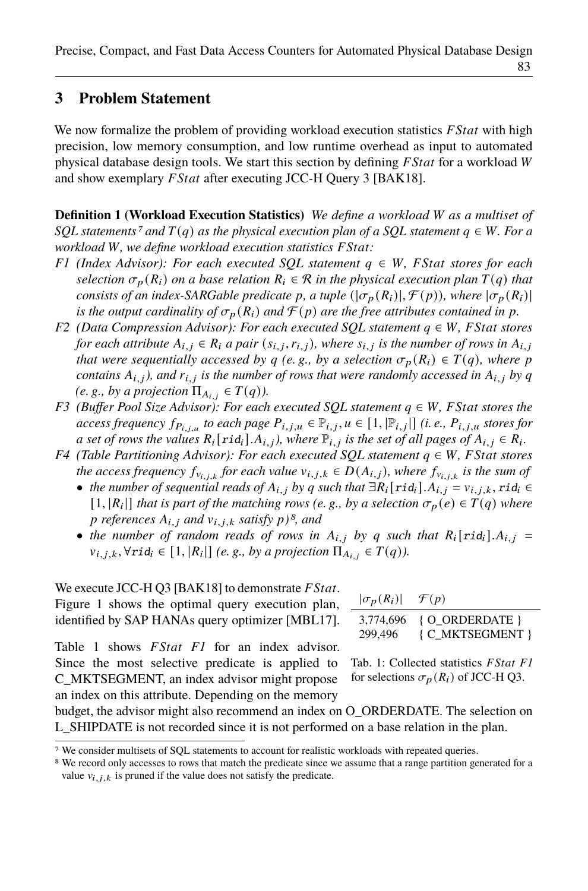## 3 Problem Statement

We now formalize the problem of providing workload execution statistics *FStat* with high precision, low memory consumption, and low runtime overhead as input to automated physical database design tools. We start this section by defining *FStat* for a workload *W* and show exemplary *FStat* after executing JCC-H Query 3 [BAK18].

**Definition 1 (Workload Execution Statistics)** *We define a workload W as a multiset of SQL statements*[7] *and $T(q)$ as the physical execution plan of a SQL statement $q \in W$. For a workload W, we define workload execution statistics FStat:*

- *F1 (Index Advisor): For each executed SQL statement $q \in W$, FStat stores for each selection $\sigma_p(R_i)$ on a base relation $R_i \in \mathcal{R}$ in the physical execution plan $T(q)$ that consists of an index-SARGable predicate p, a tuple $(|\sigma_p(R_i)|, \mathcal{F}(p))$, where $|\sigma_p(R_i)|$ is the output cardinality of $\sigma_p(R_i)$ and $\mathcal{F}(p)$ are the free attributes contained in p.*
- *F2 (Data Compression Advisor): For each executed SQL statement $q \in W$, FStat stores for each attribute $A_{i,j} \in R_i$ a pair $(s_{i,j}, r_{i,j})$, where $s_{i,j}$ is the number of rows in $A_{i,j}$ that were sequentially accessed by q (e. g., by a selection $\sigma_p(R_i) \in T(q)$, where p contains $A_{i,j}$), and $r_{i,j}$ is the number of rows that were randomly accessed in $A_{i,j}$ by q (e. g., by a projection $\Pi_{A_{i,j}} \in T(q)$).*
- *F3 (Buffer Pool Size Advisor): For each executed SQL statement $q \in W$, FStat stores the access frequency $f_{P_{i,j,u}}$ to each page $P_{i,j,u} \in \mathbb{P}_{i,j}, u \in [1, |\mathbb{P}_{i,j}|]$ (i. e., $P_{i,j,u}$ stores for a set of rows the values $R_i[\texttt{rid}_i].A_{i,j}$), where $\mathbb{P}_{i,j}$ is the set of all pages of $A_{i,j} \in R_i$.*
- *F4 (Table Partitioning Advisor): For each executed SQL statement $q \in W$, FStat stores the access frequency $f_{v_{i,j,k}}$ for each value $v_{i,j,k} \in D(A_{i,j})$, where $f_{v_{i,j,k}}$ is the sum of*
  - *the number of sequential reads of $A_{i,j}$ by q such that $\exists R_i[\texttt{rid}_i].A_{i,j} = v_{i,j,k}, \texttt{rid}_i \in [1, |R_i|]$ that is part of the matching rows (e. g., by a selection $\sigma_p(e) \in T(q)$ where p references $A_{i,j}$ and $v_{i,j,k}$ satisfy p)*[8]*, and*
  - *the number of random reads of rows in $A_{i,j}$ by q such that $R_i[\texttt{rid}_i].A_{i,j} = v_{i,j,k}, \forall \texttt{rid}_i \in [1, |R_i|]$ (e. g., by a projection $\Pi_{A_{i,j}} \in T(q)$).*

We execute JCC-H Q3 [BAK18] to demonstrate *FStat*. Figure 1 shows the optimal query execution plan, identified by SAP HANAs query optimizer [MBL17].

Table 1 shows *FStat F1* for an index advisor. Since the most selective predicate is applied to C_MKTSEGMENT, an index advisor might propose an index on this attribute. Depending on the memory budget, the advisor might also recommend an index on O_ORDERDATE. The selection on L_SHIPDATE is not recorded since it is not performed on a base relation in the plan.

| $\lvert\sigma_p(R_i)\rvert$ | $\mathcal{F}(p)$ |
|---|---|
| 3,774,696 | { O_ORDERDATE } |
| 299,496 | { C_MKTSEGMENT } |

Tab. 1: Collected statistics *FStat F1* for selections $\sigma_p(R_i)$ of JCC-H Q3.

[7] We consider multisets of SQL statements to account for realistic workloads with repeated queries.

[8] We record only accesses to rows that match the predicate since we assume that a range partition generated for a value $v_{i,j,k}$ is pruned if the value does not satisfy the predicate.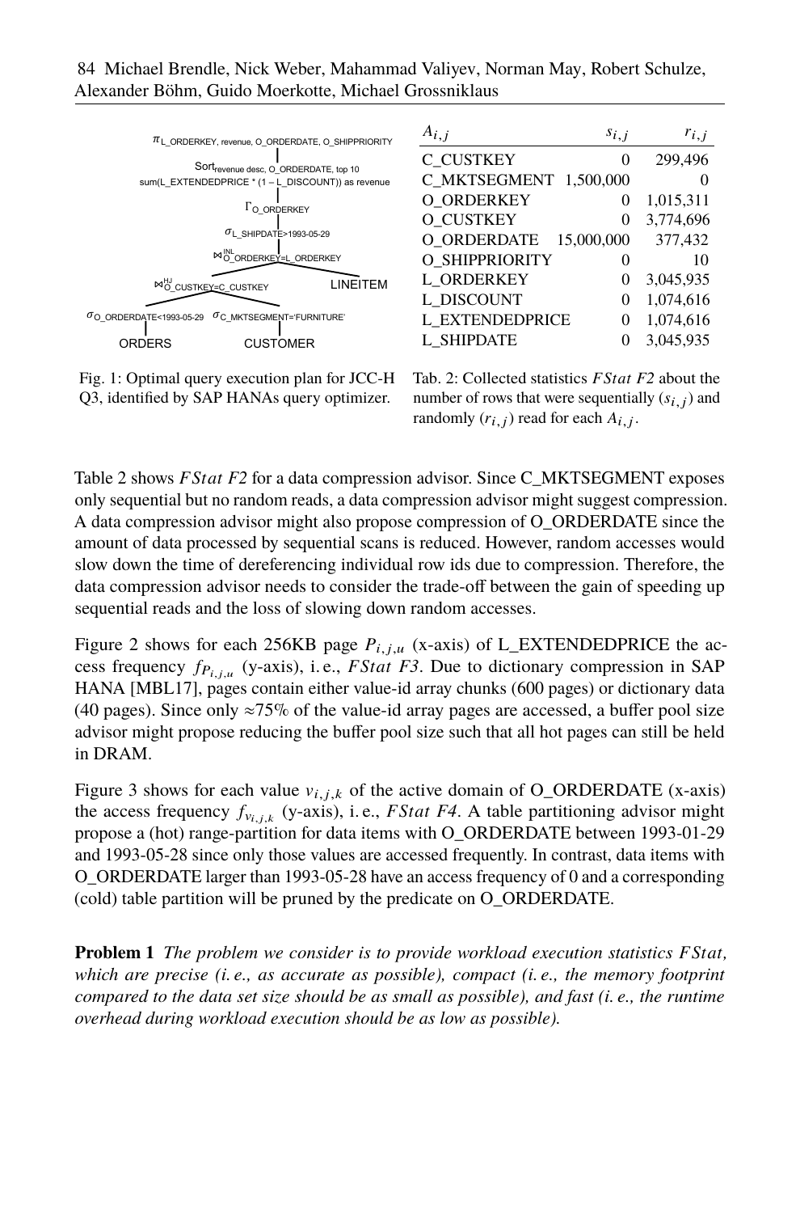Fig. 1: Optimal query execution plan for JCC-H Q3, identified by SAP HANAs query optimizer.

| $A_{i,j}$ | $s_{i,j}$ | $r_{i,j}$ |
|---|---|---|
| C_CUSTKEY | 0 | 299,496 |
| C_MKTSEGMENT | 1,500,000 | 0 |
| O_ORDERKEY | 0 | 1,015,311 |
| O_CUSTKEY | 0 | 3,774,696 |
| O_ORDERDATE | 15,000,000 | 377,432 |
| O_SHIPPRIORITY | 0 | 10 |
| L_ORDERKEY | 0 | 3,045,935 |
| L_DISCOUNT | 0 | 1,074,616 |
| L_EXTENDEDPRICE | 0 | 1,074,616 |
| L_SHIPDATE | 0 | 3,045,935 |

Tab. 2: Collected statistics *FStat F2* about the number of rows that were sequentially ($s_{i,j}$) and randomly ($r_{i,j}$) read for each $A_{i,j}$.

Table 2 shows *FStat F2* for a data compression advisor. Since C_MKTSEGMENT exposes only sequential but no random reads, a data compression advisor might suggest compression. A data compression advisor might also propose compression of O_ORDERDATE since the amount of data processed by sequential scans is reduced. However, random accesses would slow down the time of dereferencing individual row ids due to compression. Therefore, the data compression advisor needs to consider the trade-off between the gain of speeding up sequential reads and the loss of slowing down random accesses.

Figure 2 shows for each 256KB page $P_{i,j,u}$ (x-axis) of L_EXTENDEDPRICE the access frequency $f_{P_{i,j,u}}$ (y-axis), i. e., *FStat F3*. Due to dictionary compression in SAP HANA [MBL17], pages contain either value-id array chunks (600 pages) or dictionary data (40 pages). Since only ≈75% of the value-id array pages are accessed, a buffer pool size advisor might propose reducing the buffer pool size such that all hot pages can still be held in DRAM.

Figure 3 shows for each value $v_{i,j,k}$ of the active domain of O_ORDERDATE (x-axis) the access frequency $f_{v_{i,j,k}}$ (y-axis), i. e., *FStat F4*. A table partitioning advisor might propose a (hot) range-partition for data items with O_ORDERDATE between 1993-01-29 and 1993-05-28 since only those values are accessed frequently. In contrast, data items with O_ORDERDATE larger than 1993-05-28 have an access frequency of 0 and a corresponding (cold) table partition will be pruned by the predicate on O_ORDERDATE.

**Problem 1** *The problem we consider is to provide workload execution statistics FStat, which are precise (i. e., as accurate as possible), compact (i. e., the memory footprint compared to the data set size should be as small as possible), and fast (i. e., the runtime overhead during workload execution should be as low as possible).*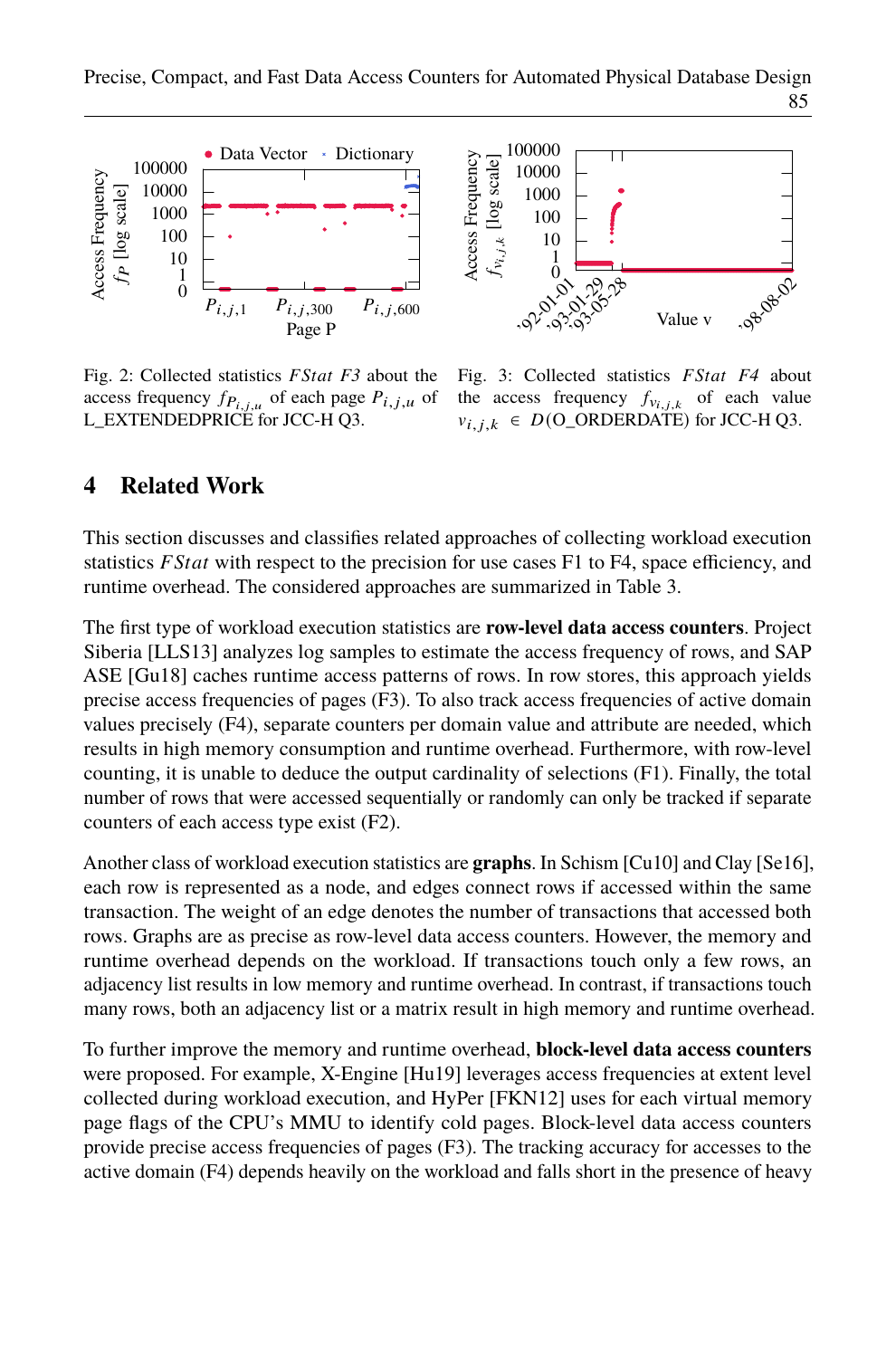Fig. 2: Collected statistics *FStat F3* about the access frequency $f_{P_{i,j,u}}$ of each page $P_{i,j,u}$ of L_EXTENDEDPRICE for JCC-H Q3.

Fig. 3: Collected statistics *FStat F4* about the access frequency $f_{v_{i,j,k}}$ of each value $v_{i,j,k} \in D(\text{O\_ORDERDATE})$ for JCC-H Q3.

## 4 Related Work

This section discusses and classifies related approaches of collecting workload execution statistics *FStat* with respect to the precision for use cases F1 to F4, space efficiency, and runtime overhead. The considered approaches are summarized in Table 3.

The first type of workload execution statistics are **row-level data access counters**. Project Siberia [LLS13] analyzes log samples to estimate the access frequency of rows, and SAP ASE [Gu18] caches runtime access patterns of rows. In row stores, this approach yields precise access frequencies of pages (F3). To also track access frequencies of active domain values precisely (F4), separate counters per domain value and attribute are needed, which results in high memory consumption and runtime overhead. Furthermore, with row-level counting, it is unable to deduce the output cardinality of selections (F1). Finally, the total number of rows that were accessed sequentially or randomly can only be tracked if separate counters of each access type exist (F2).

Another class of workload execution statistics are **graphs**. In Schism [Cu10] and Clay [Se16], each row is represented as a node, and edges connect rows if accessed within the same transaction. The weight of an edge denotes the number of transactions that accessed both rows. Graphs are as precise as row-level data access counters. However, the memory and runtime overhead depends on the workload. If transactions touch only a few rows, an adjacency list results in low memory and runtime overhead. In contrast, if transactions touch many rows, both an adjacency list or a matrix result in high memory and runtime overhead.

To further improve the memory and runtime overhead, **block-level data access counters** were proposed. For example, X-Engine [Hu19] leverages access frequencies at extent level collected during workload execution, and HyPer [FKN12] uses for each virtual memory page flags of the CPU's MMU to identify cold pages. Block-level data access counters provide precise access frequencies of pages (F3). The tracking accuracy for accesses to the active domain (F4) depends heavily on the workload and falls short in the presence of heavy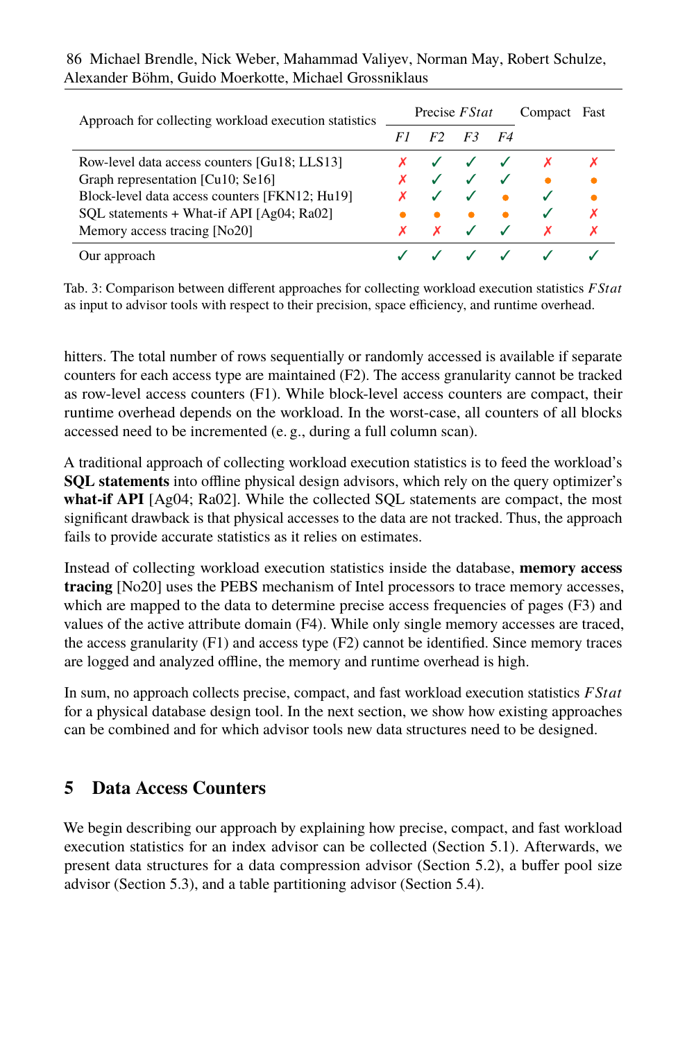| Approach for collecting workload execution statistics | Precise *FStat* | | | | Compact | Fast |
|---|---|---|---|---|---|---|
| | *F1* | *F2* | *F3* | *F4* | | |
| Row-level data access counters [Gu18; LLS13] | ✗ | ✓ | ✓ | ✓ | ✗ | ✗ |
| Graph representation [Cu10; Se16] | ✗ | ✓ | ✓ | ✓ | ● | ● |
| Block-level data access counters [FKN12; Hu19] | ✗ | ✓ | ✓ | ● | ✓ | ● |
| SQL statements + What-if API [Ag04; Ra02] | ● | ● | ● | ● | ✓ | ✗ |
| Memory access tracing [No20] | ✗ | ✗ | ✓ | ✓ | ✗ | ✗ |
| Our approach | ✓ | ✓ | ✓ | ✓ | ✓ | ✓ |

Tab. 3: Comparison between different approaches for collecting workload execution statistics *FStat* as input to advisor tools with respect to their precision, space efficiency, and runtime overhead.

hitters. The total number of rows sequentially or randomly accessed is available if separate counters for each access type are maintained (F2). The access granularity cannot be tracked as row-level access counters (F1). While block-level access counters are compact, their runtime overhead depends on the workload. In the worst-case, all counters of all blocks accessed need to be incremented (e. g., during a full column scan).

A traditional approach of collecting workload execution statistics is to feed the workload's **SQL statements** into offline physical design advisors, which rely on the query optimizer's **what-if API** [Ag04; Ra02]. While the collected SQL statements are compact, the most significant drawback is that physical accesses to the data are not tracked. Thus, the approach fails to provide accurate statistics as it relies on estimates.

Instead of collecting workload execution statistics inside the database, **memory access tracing** [No20] uses the PEBS mechanism of Intel processors to trace memory accesses, which are mapped to the data to determine precise access frequencies of pages (F3) and values of the active attribute domain (F4). While only single memory accesses are traced, the access granularity (F1) and access type (F2) cannot be identified. Since memory traces are logged and analyzed offline, the memory and runtime overhead is high.

In sum, no approach collects precise, compact, and fast workload execution statistics *FStat* for a physical database design tool. In the next section, we show how existing approaches can be combined and for which advisor tools new data structures need to be designed.

## 5 Data Access Counters

We begin describing our approach by explaining how precise, compact, and fast workload execution statistics for an index advisor can be collected (Section 5.1). Afterwards, we present data structures for a data compression advisor (Section 5.2), a buffer pool size advisor (Section 5.3), and a table partitioning advisor (Section 5.4).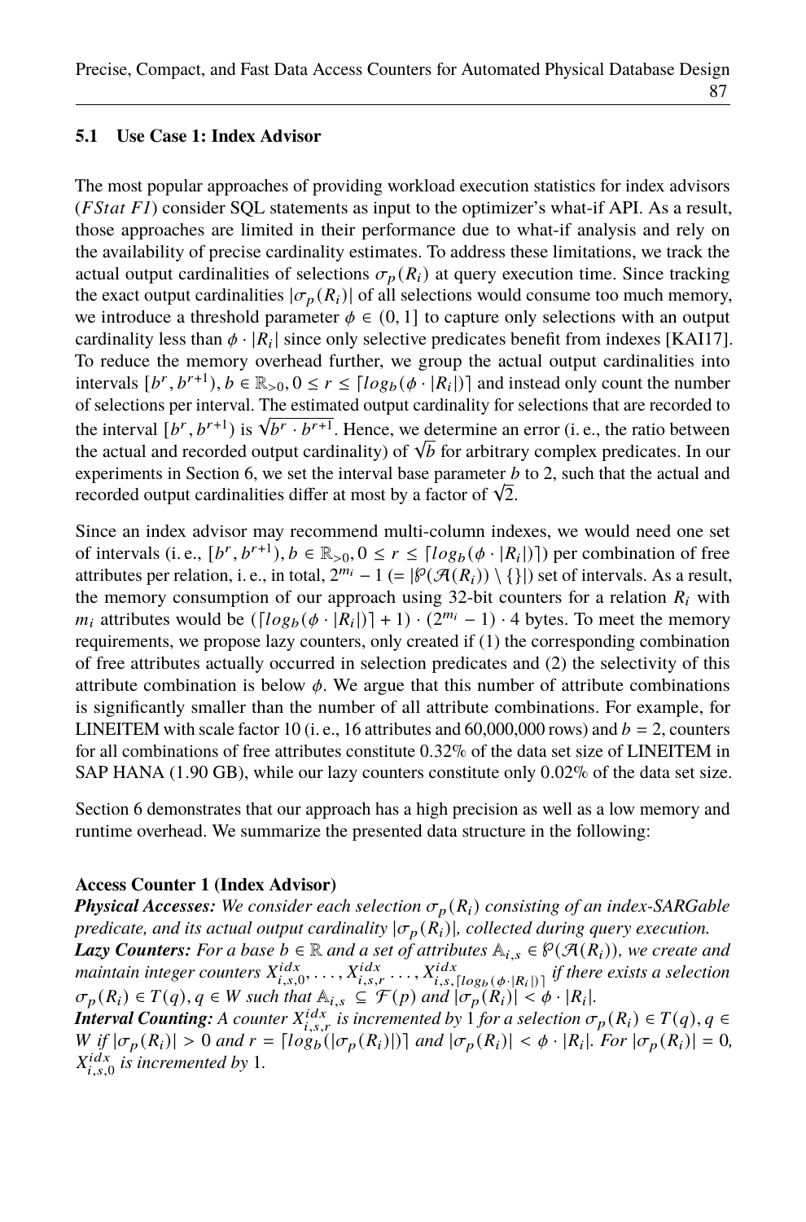### 5.1 Use Case 1: Index Advisor

The most popular approaches of providing workload execution statistics for index advisors (*FStat F1*) consider SQL statements as input to the optimizer's what-if API. As a result, those approaches are limited in their performance due to what-if analysis and rely on the availability of precise cardinality estimates. To address these limitations, we track the actual output cardinalities of selections $\sigma_p(R_i)$ at query execution time. Since tracking the exact output cardinalities $|\sigma_p(R_i)|$ of all selections would consume too much memory, we introduce a threshold parameter $\phi \in (0, 1]$ to capture only selections with an output cardinality less than $\phi \cdot |R_i|$ since only selective predicates benefit from indexes [KAI17]. To reduce the memory overhead further, we group the actual output cardinalities into intervals $[b^r, b^{r+1}), b \in \mathbb{R}_{>0}, 0 \leq r \leq \lceil log_b(\phi \cdot |R_i|) \rceil$ and instead only count the number of selections per interval. The estimated output cardinality for selections that are recorded to the interval $[b^r, b^{r+1})$ is $\sqrt{b^r \cdot b^{r+1}}$. Hence, we determine an error (i. e., the ratio between the actual and recorded output cardinality) of $\sqrt{b}$ for arbitrary complex predicates. In our experiments in Section 6, we set the interval base parameter $b$ to 2, such that the actual and recorded output cardinalities differ at most by a factor of $\sqrt{2}$.

Since an index advisor may recommend multi-column indexes, we would need one set of intervals (i. e., $[b^r, b^{r+1}), b \in \mathbb{R}_{>0}, 0 \leq r \leq \lceil log_b(\phi \cdot |R_i|) \rceil$) per combination of free attributes per relation, i. e., in total, $2^{m_i} - 1$ $(= |\wp(\mathcal{A}(R_i)) \setminus \{\}|)$ set of intervals. As a result, the memory consumption of our approach using 32-bit counters for a relation $R_i$ with $m_i$ attributes would be $(\lceil log_b(\phi \cdot |R_i|) \rceil + 1) \cdot (2^{m_i} - 1) \cdot 4$ bytes. To meet the memory requirements, we propose lazy counters, only created if (1) the corresponding combination of free attributes actually occurred in selection predicates and (2) the selectivity of this attribute combination is below $\phi$. We argue that this number of attribute combinations is significantly smaller than the number of all attribute combinations. For example, for LINEITEM with scale factor 10 (i. e., 16 attributes and 60,000,000 rows) and $b = 2$, counters for all combinations of free attributes constitute 0.32% of the data set size of LINEITEM in SAP HANA (1.90 GB), while our lazy counters constitute only 0.02% of the data set size.

Section 6 demonstrates that our approach has a high precision as well as a low memory and runtime overhead. We summarize the presented data structure in the following:

**Access Counter 1 (Index Advisor)**
***Physical Accesses:*** *We consider each selection $\sigma_p(R_i)$ consisting of an index-SARGable predicate, and its actual output cardinality $|\sigma_p(R_i)|$, collected during query execution.*
***Lazy Counters:*** *For a base $b \in \mathbb{R}$ and a set of attributes $\mathbb{A}_{i,s} \in \wp(\mathcal{A}(R_i))$, we create and maintain integer counters $X^{idx}_{i,s,0}, \ldots, X^{idx}_{i,s,r} \ldots, X^{idx}_{i,s,\lceil log_b(\phi \cdot |R_i|) \rceil}$ if there exists a selection $\sigma_p(R_i) \in T(q), q \in W$ such that $\mathbb{A}_{i,s} \subseteq \mathcal{F}(p)$ and $|\sigma_p(R_i)| < \phi \cdot |R_i|$.*
***Interval Counting:*** *A counter $X^{idx}_{i,s,r}$ is incremented by 1 for a selection $\sigma_p(R_i) \in T(q), q \in W$ if $|\sigma_p(R_i)| > 0$ and $r = \lceil log_b(|\sigma_p(R_i)|) \rceil$ and $|\sigma_p(R_i)| < \phi \cdot |R_i|$. For $|\sigma_p(R_i)| = 0$, $X^{idx}_{i,s,0}$ is incremented by 1.*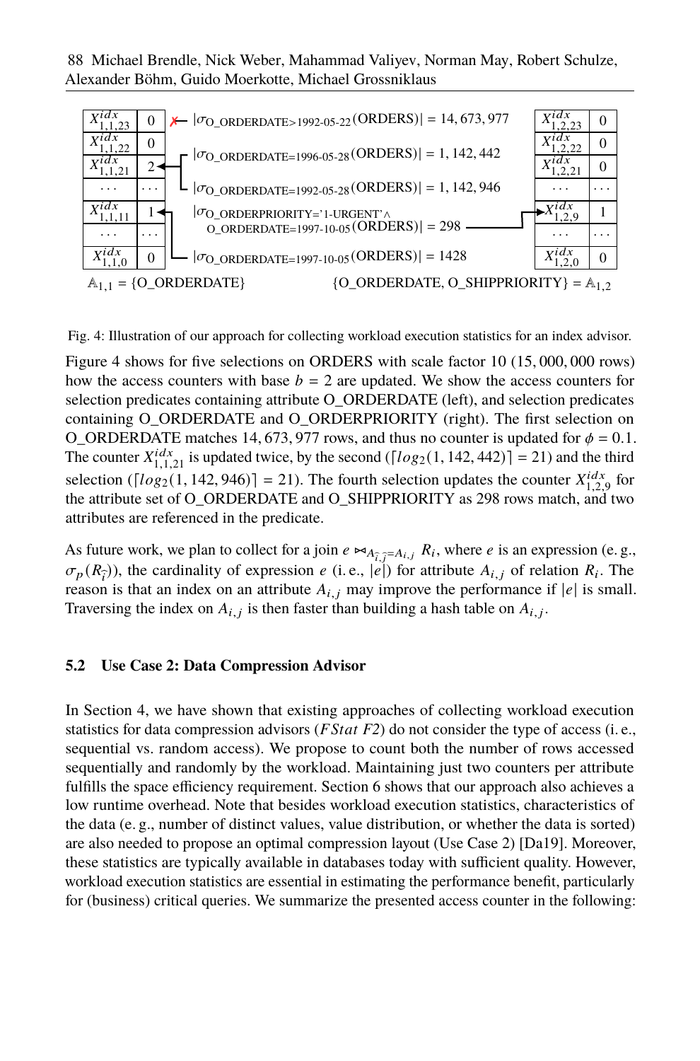| $X^{idx}_{1,1,23}$ | 0 | ✗← $\lvert\sigma_{\text{O\_ORDERDATE>1992-05-22}}(\text{ORDERS})\rvert = 14,673,977$ | $X^{idx}_{1,2,23}$ | 0 |
|---|---|---|---|---|
| $X^{idx}_{1,1,22}$ | 0 | $\lvert\sigma_{\text{O\_ORDERDATE=1996-05-28}}(\text{ORDERS})\rvert = 1,142,442$ → $X^{idx}_{1,1,21}$ | $X^{idx}_{1,2,22}$ | 0 |
| $X^{idx}_{1,1,21}$ | 2 | $\lvert\sigma_{\text{O\_ORDERDATE=1992-05-28}}(\text{ORDERS})\rvert = 1,142,946$ → $X^{idx}_{1,1,21}$ | $X^{idx}_{1,2,21}$ | 0 |
| … | … | | … | … |
| $X^{idx}_{1,1,11}$ | 1 | $\lvert\sigma_{\text{O\_ORDERPRIORITY='1-URGENT'} \wedge \text{O\_ORDERDATE=1997-10-05}}(\text{ORDERS})\rvert = 298$ → $X^{idx}_{1,2,9}$ | $X^{idx}_{1,2,9}$ | 1 |
| … | … | | … | … |
| $X^{idx}_{1,1,0}$ | 0 | $\lvert\sigma_{\text{O\_ORDERDATE=1997-10-05}}(\text{ORDERS})\rvert = 1428$ → $X^{idx}_{1,1,11}$ | $X^{idx}_{1,2,0}$ | 0 |

$\mathbb{A}_{1,1}$ = {O_ORDERDATE} {O_ORDERDATE, O_SHIPPRIORITY} = $\mathbb{A}_{1,2}$

Fig. 4: Illustration of our approach for collecting workload execution statistics for an index advisor.

Figure 4 shows for five selections on ORDERS with scale factor 10 (15, 000, 000 rows) how the access counters with base $b = 2$ are updated. We show the access counters for selection predicates containing attribute O_ORDERDATE (left), and selection predicates containing O_ORDERDATE and O_ORDERPRIORITY (right). The first selection on O_ORDERDATE matches 14, 673, 977 rows, and thus no counter is updated for $\phi = 0.1$. The counter $X^{idx}_{1,1,21}$ is updated twice, by the second ($\lceil log_2(1,142,442)\rceil = 21$) and the third selection ($\lceil log_2(1,142,946)\rceil = 21$). The fourth selection updates the counter $X^{idx}_{1,2,9}$ for the attribute set of O_ORDERDATE and O_SHIPPRIORITY as 298 rows match, and two attributes are referenced in the predicate.

As future work, we plan to collect for a join $e \bowtie_{A_{\hat{i},\hat{j}}=A_{i,j}} R_i$, where $e$ is an expression (e. g., $\sigma_p(R_{\hat{i}})$), the cardinality of expression $e$ (i. e., $|e|$) for attribute $A_{i,j}$ of relation $R_i$. The reason is that an index on an attribute $A_{i,j}$ may improve the performance if $|e|$ is small. Traversing the index on $A_{i,j}$ is then faster than building a hash table on $A_{i,j}$.

### 5.2 Use Case 2: Data Compression Advisor

In Section 4, we have shown that existing approaches of collecting workload execution statistics for data compression advisors (*FStat F2*) do not consider the type of access (i. e., sequential vs. random access). We propose to count both the number of rows accessed sequentially and randomly by the workload. Maintaining just two counters per attribute fulfills the space efficiency requirement. Section 6 shows that our approach also achieves a low runtime overhead. Note that besides workload execution statistics, characteristics of the data (e. g., number of distinct values, value distribution, or whether the data is sorted) are also needed to propose an optimal compression layout (Use Case 2) [Da19]. Moreover, these statistics are typically available in databases today with sufficient quality. However, workload execution statistics are essential in estimating the performance benefit, particularly for (business) critical queries. We summarize the presented access counter in the following: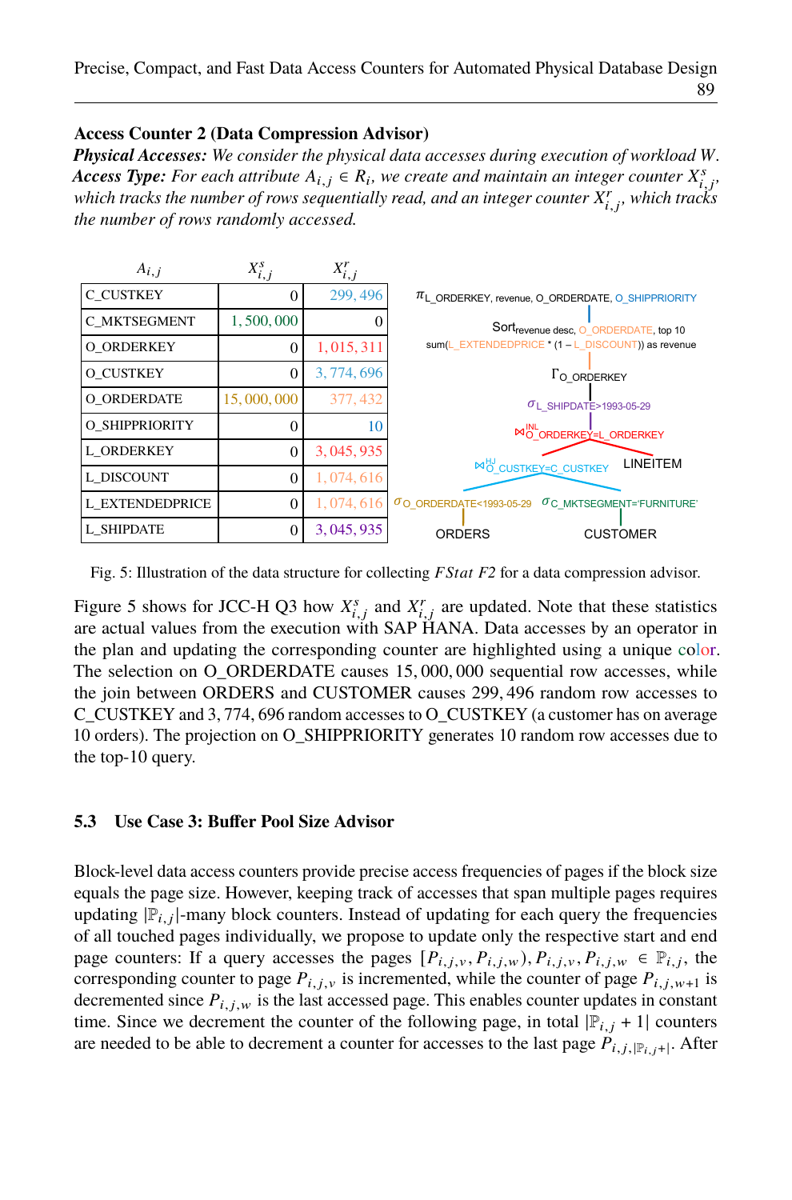**Access Counter 2 (Data Compression Advisor)**

***Physical Accesses:*** *We consider the physical data accesses during execution of workload $W$.* ***Access Type:*** *For each attribute $A_{i,j} \in R_i$, we create and maintain an integer counter $X^s_{i,j}$, which tracks the number of rows sequentially read, and an integer counter $X^r_{i,j}$, which tracks the number of rows randomly accessed.*

| $A_{i,j}$ | $X^s_{i,j}$ | $X^r_{i,j}$ |
|---|---|---|
| C_CUSTKEY | 0 | 299, 496 |
| C_MKTSEGMENT | 1, 500, 000 | 0 |
| O_ORDERKEY | 0 | 1, 015, 311 |
| O_CUSTKEY | 0 | 3, 774, 696 |
| O_ORDERDATE | 15, 000, 000 | 377, 432 |
| O_SHIPPRIORITY | 0 | 10 |
| L_ORDERKEY | 0 | 3, 045, 935 |
| L_DISCOUNT | 0 | 1, 074, 616 |
| L_EXTENDEDPRICE | 0 | 1, 074, 616 |
| L_SHIPDATE | 0 | 3, 045, 935 |

Fig. 5: Illustration of the data structure for collecting *FStat F2* for a data compression advisor.

Figure 5 shows for JCC-H Q3 how $X^s_{i,j}$ and $X^r_{i,j}$ are updated. Note that these statistics are actual values from the execution with SAP HANA. Data accesses by an operator in the plan and updating the corresponding counter are highlighted using a unique color. The selection on O_ORDERDATE causes 15, 000, 000 sequential row accesses, while the join between ORDERS and CUSTOMER causes 299, 496 random row accesses to C_CUSTKEY and 3, 774, 696 random accesses to O_CUSTKEY (a customer has on average 10 orders). The projection on O_SHIPPRIORITY generates 10 random row accesses due to the top-10 query.

### 5.3 Use Case 3: Buffer Pool Size Advisor

Block-level data access counters provide precise access frequencies of pages if the block size equals the page size. However, keeping track of accesses that span multiple pages requires updating $|\mathbb{P}_{i,j}|$-many block counters. Instead of updating for each query the frequencies of all touched pages individually, we propose to update only the respective start and end page counters: If a query accesses the pages $[P_{i,j,v}, P_{i,j,w}), P_{i,j,v}, P_{i,j,w} \in \mathbb{P}_{i,j}$, the corresponding counter to page $P_{i,j,v}$ is incremented, while the counter of page $P_{i,j,w+1}$ is decremented since $P_{i,j,w}$ is the last accessed page. This enables counter updates in constant time. Since we decrement the counter of the following page, in total $|\mathbb{P}_{i,j} + 1|$ counters are needed to be able to decrement a counter for accesses to the last page $P_{i,j,|\mathbb{P}_{i,j}+|}$. After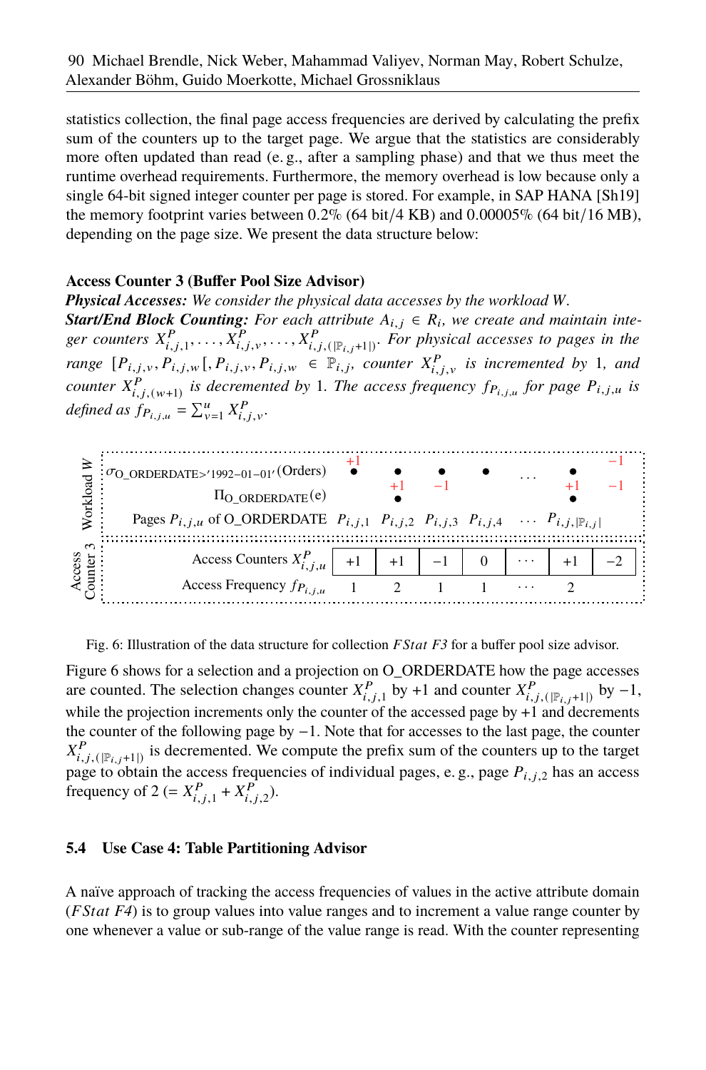statistics collection, the final page access frequencies are derived by calculating the prefix sum of the counters up to the target page. We argue that the statistics are considerably more often updated than read (e. g., after a sampling phase) and that we thus meet the runtime overhead requirements. Furthermore, the memory overhead is low because only a single 64-bit signed integer counter per page is stored. For example, in SAP HANA [Sh19] the memory footprint varies between 0.2% (64 bit/4 KB) and 0.00005% (64 bit/16 MB), depending on the page size. We present the data structure below:

**Access Counter 3 (Buffer Pool Size Advisor)**
***Physical Accesses:*** *We consider the physical data accesses by the workload $W$.*
***Start/End Block Counting:*** *For each attribute $A_{i,j} \in R_i$, we create and maintain integer counters $X^P_{i,j,1}, \ldots, X^P_{i,j,v}, \ldots, X^P_{i,j,(|\mathbb{P}_{i,j}+1|)}$. For physical accesses to pages in the range $[P_{i,j,v}, P_{i,j,w}[, P_{i,j,v}, P_{i,j,w} \in \mathbb{P}_{i,j}$, counter $X^P_{i,j,v}$ is incremented by 1, and counter $X^P_{i,j,(w+1)}$ is decremented by 1. The access frequency $f_{P_{i,j,u}}$ for page $P_{i,j,u}$ is defined as $f_{P_{i,j,u}} = \sum_{v=1}^{u} X^P_{i,j,v}$.*

| | $P_{i,j,1}$ | $P_{i,j,2}$ | $P_{i,j,3}$ | $P_{i,j,4}$ | … | $P_{i,j,\lvert\mathbb{P}_{i,j}\rvert}$ | |
|---|---|---|---|---|---|---|---|
| Workload $W$: $\sigma_{\text{O\_ORDERDATE}>'1992-01-01'}(\text{Orders})$ | +1 ● | ● | ● | ● | … | ● | −1 |
| Workload $W$: $\Pi_{\text{O\_ORDERDATE}}(e)$ | | +1 ● | −1 | | | +1 ● | −1 |
| Access Counter 3: Access Counters $X^P_{i,j,u}$ | +1 | +1 | −1 | 0 | … | +1 | −2 |
| Access Counter 3: Access Frequency $f_{P_{i,j,u}}$ | 1 | 2 | 1 | 1 | … | 2 | |

Fig. 6: Illustration of the data structure for collection *FStat F3* for a buffer pool size advisor.

Figure 6 shows for a selection and a projection on O_ORDERDATE how the page accesses are counted. The selection changes counter $X^P_{i,j,1}$ by +1 and counter $X^P_{i,j,(|\mathbb{P}_{i,j}+1|)}$ by −1, while the projection increments only the counter of the accessed page by +1 and decrements the counter of the following page by −1. Note that for accesses to the last page, the counter $X^P_{i,j,(|\mathbb{P}_{i,j}+1|)}$ is decremented. We compute the prefix sum of the counters up to the target page to obtain the access frequencies of individual pages, e. g., page $P_{i,j,2}$ has an access frequency of 2 (= $X^P_{i,j,1} + X^P_{i,j,2}$).

### 5.4 Use Case 4: Table Partitioning Advisor

A naïve approach of tracking the access frequencies of values in the active attribute domain (*FStat F4*) is to group values into value ranges and to increment a value range counter by one whenever a value or sub-range of the value range is read. With the counter representing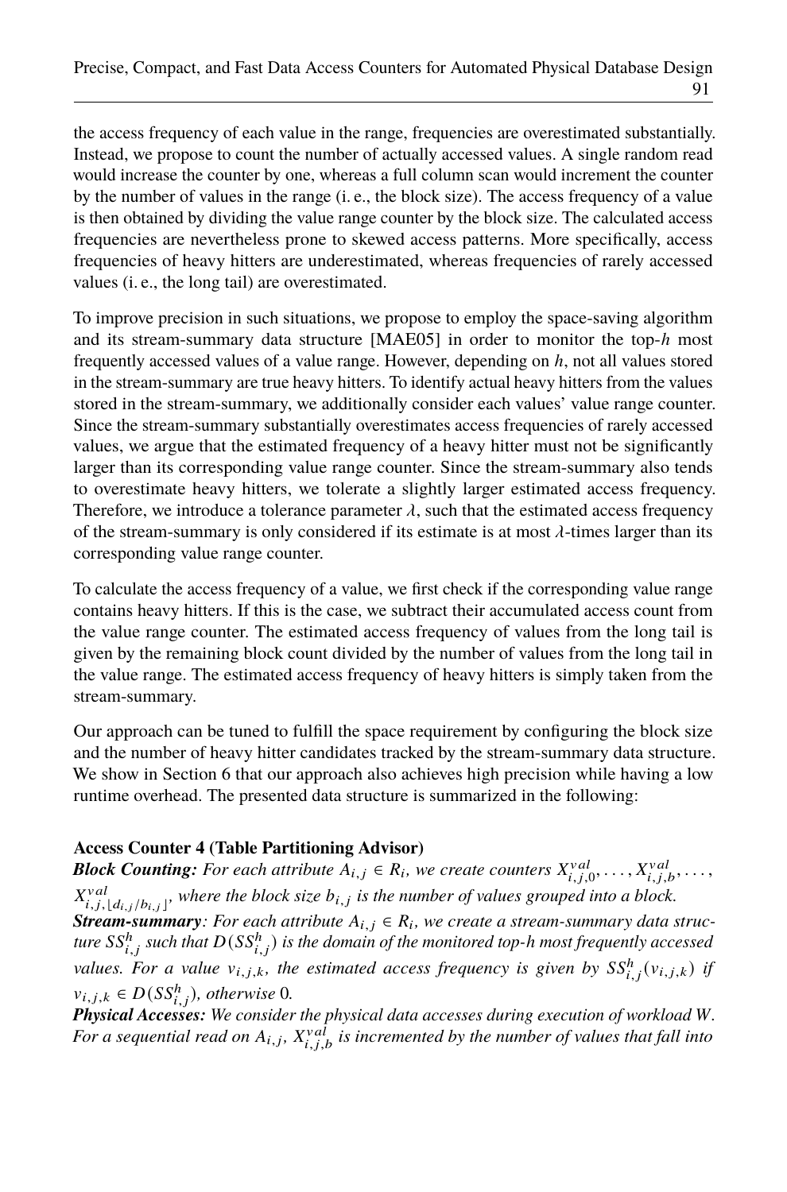the access frequency of each value in the range, frequencies are overestimated substantially. Instead, we propose to count the number of actually accessed values. A single random read would increase the counter by one, whereas a full column scan would increment the counter by the number of values in the range (i. e., the block size). The access frequency of a value is then obtained by dividing the value range counter by the block size. The calculated access frequencies are nevertheless prone to skewed access patterns. More specifically, access frequencies of heavy hitters are underestimated, whereas frequencies of rarely accessed values (i. e., the long tail) are overestimated.

To improve precision in such situations, we propose to employ the space-saving algorithm and its stream-summary data structure [MAE05] in order to monitor the top-$h$ most frequently accessed values of a value range. However, depending on $h$, not all values stored in the stream-summary are true heavy hitters. To identify actual heavy hitters from the values stored in the stream-summary, we additionally consider each values' value range counter. Since the stream-summary substantially overestimates access frequencies of rarely accessed values, we argue that the estimated frequency of a heavy hitter must not be significantly larger than its corresponding value range counter. Since the stream-summary also tends to overestimate heavy hitters, we tolerate a slightly larger estimated access frequency. Therefore, we introduce a tolerance parameter $\lambda$, such that the estimated access frequency of the stream-summary is only considered if its estimate is at most $\lambda$-times larger than its corresponding value range counter.

To calculate the access frequency of a value, we first check if the corresponding value range contains heavy hitters. If this is the case, we subtract their accumulated access count from the value range counter. The estimated access frequency of values from the long tail is given by the remaining block count divided by the number of values from the long tail in the value range. The estimated access frequency of heavy hitters is simply taken from the stream-summary.

Our approach can be tuned to fulfill the space requirement by configuring the block size and the number of heavy hitter candidates tracked by the stream-summary data structure. We show in Section 6 that our approach also achieves high precision while having a low runtime overhead. The presented data structure is summarized in the following:

**Access Counter 4 (Table Partitioning Advisor)**

***Block Counting:*** *For each attribute $A_{i,j} \in R_i$, we create counters $X^{val}_{i,j,0}, \ldots, X^{val}_{i,j,b}, \ldots, X^{val}_{i,j,\lfloor d_{i,j}/b_{i,j} \rfloor}$, where the block size $b_{i,j}$ is the number of values grouped into a block.*

***Stream-summary****: For each attribute $A_{i,j} \in R_i$, we create a stream-summary data structure $SS^h_{i,j}$ such that $D(SS^h_{i,j})$ is the domain of the monitored top-h most frequently accessed values. For a value $v_{i,j,k}$, the estimated access frequency is given by $SS^h_{i,j}(v_{i,j,k})$ if $v_{i,j,k} \in D(SS^h_{i,j})$, otherwise 0.*

***Physical Accesses:*** *We consider the physical data accesses during execution of workload $W$. For a sequential read on $A_{i,j}$, $X^{val}_{i,j,b}$ is incremented by the number of values that fall into*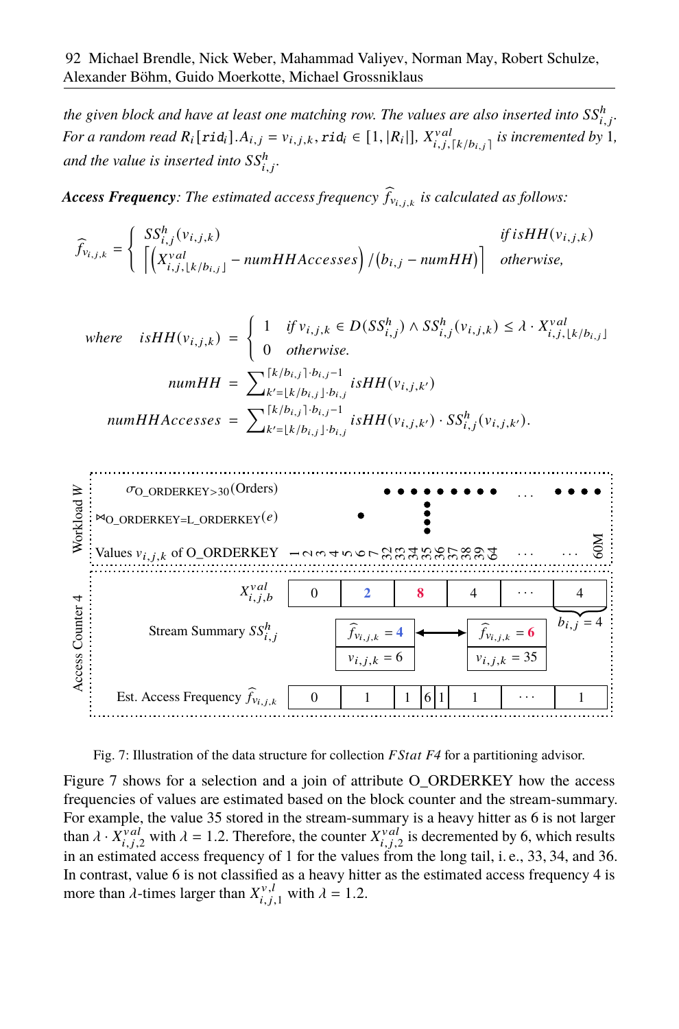*the given block and have at least one matching row. The values are also inserted into $SS^h_{i,j}$. For a random read $R_i[\texttt{rid}_i].A_{i,j} = v_{i,j,k}$, $\texttt{rid}_i \in [1, |R_i|]$, $X^{val}_{i,j,\lceil k/b_{i,j}\rceil}$ is incremented by 1, and the value is inserted into $SS^h_{i,j}$.*

***Access Frequency**: The estimated access frequency $\widehat{f}_{v_{i,j,k}}$ is calculated as follows:*

$$
\widehat{f}_{v_{i,j,k}} = \begin{cases} SS^h_{i,j}(v_{i,j,k}) & \textit{if } isHH(v_{i,j,k}) \\ \left\lceil \left( X^{val}_{i,j,\lfloor k/b_{i,j} \rfloor} - numHHAccesses \right) / \left( b_{i,j} - numHH \right) \right\rceil & \textit{otherwise,} \end{cases}
$$

$$
\textit{where} \quad isHH(v_{i,j,k}) = \begin{cases} 1 & \textit{if } v_{i,j,k} \in D(SS^h_{i,j}) \wedge SS^h_{i,j}(v_{i,j,k}) \leq \lambda \cdot X^{val}_{i,j,\lfloor k/b_{i,j} \rfloor} \\ 0 & \textit{otherwise.} \end{cases}
$$

$$
numHH = \sum_{k'=\lfloor k/b_{i,j} \rfloor \cdot b_{i,j}}^{\lceil k/b_{i,j} \rceil \cdot b_{i,j} - 1} isHH(v_{i,j,k'})
$$

$$
numHHAccesses = \sum_{k'=\lfloor k/b_{i,j} \rfloor \cdot b_{i,j}}^{\lceil k/b_{i,j} \rceil \cdot b_{i,j} - 1} isHH(v_{i,j,k'}) \cdot SS^h_{i,j}(v_{i,j,k'}).
$$

Fig. 7: Illustration of the data structure for collection *FStat F4* for a partitioning advisor.

Figure 7 shows for a selection and a join of attribute O_ORDERKEY how the access frequencies of values are estimated based on the block counter and the stream-summary. For example, the value 35 stored in the stream-summary is a heavy hitter as 6 is not larger than $\lambda \cdot X^{val}_{i,j,2}$ with $\lambda = 1.2$. Therefore, the counter $X^{val}_{i,j,2}$ is decremented by 6, which results in an estimated access frequency of 1 for the values from the long tail, i. e., 33, 34, and 36. In contrast, value 6 is not classified as a heavy hitter as the estimated access frequency 4 is more than $\lambda$-times larger than $X^{v,l}_{i,j,1}$ with $\lambda = 1.2$.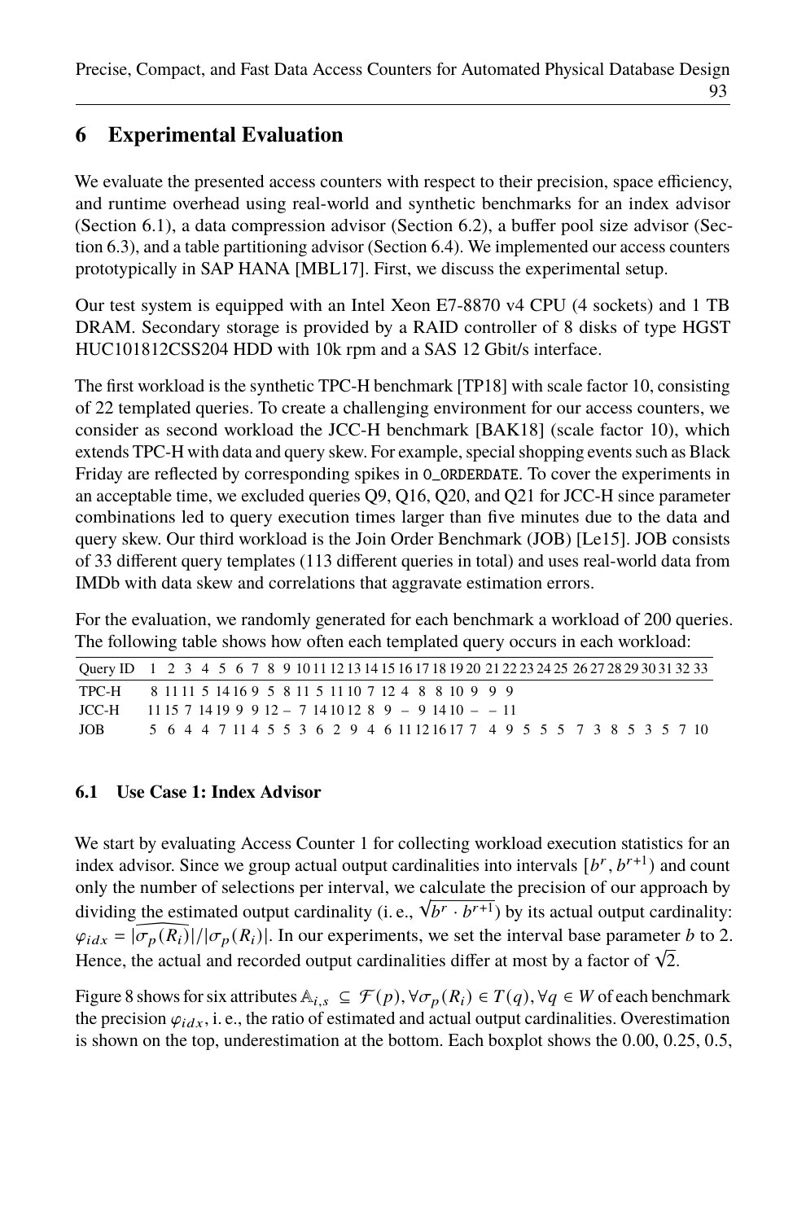# 6 Experimental Evaluation

We evaluate the presented access counters with respect to their precision, space efficiency, and runtime overhead using real-world and synthetic benchmarks for an index advisor (Section 6.1), a data compression advisor (Section 6.2), a buffer pool size advisor (Section 6.3), and a table partitioning advisor (Section 6.4). We implemented our access counters prototypically in SAP HANA [MBL17]. First, we discuss the experimental setup.

Our test system is equipped with an Intel Xeon E7-8870 v4 CPU (4 sockets) and 1 TB DRAM. Secondary storage is provided by a RAID controller of 8 disks of type HGST HUC101812CSS204 HDD with 10k rpm and a SAS 12 Gbit/s interface.

The first workload is the synthetic TPC-H benchmark [TP18] with scale factor 10, consisting of 22 templated queries. To create a challenging environment for our access counters, we consider as second workload the JCC-H benchmark [BAK18] (scale factor 10), which extends TPC-H with data and query skew. For example, special shopping events such as Black Friday are reflected by corresponding spikes in `O_ORDERDATE`. To cover the experiments in an acceptable time, we excluded queries Q9, Q16, Q20, and Q21 for JCC-H since parameter combinations led to query execution times larger than five minutes due to the data and query skew. Our third workload is the Join Order Benchmark (JOB) [Le15]. JOB consists of 33 different query templates (113 different queries in total) and uses real-world data from IMDb with data skew and correlations that aggravate estimation errors.

For the evaluation, we randomly generated for each benchmark a workload of 200 queries. The following table shows how often each templated query occurs in each workload:

| Query ID | 1 | 2 | 3 | 4 | 5 | 6 | 7 | 8 | 9 | 10 | 11 | 12 | 13 | 14 | 15 | 16 | 17 | 18 | 19 | 20 | 21 | 22 | 23 | 24 | 25 | 26 | 27 | 28 | 29 | 30 | 31 | 32 | 33 |
|---|---|---|---|---|---|---|---|---|---|---|---|---|---|---|---|---|---|---|---|---|---|---|---|---|---|---|---|---|---|---|---|---|---|
| TPC-H | 8 | 11 | 11 | 5 | 14 | 16 | 9 | 5 | 8 | 11 | 5 | 11 | 10 | 7 | 12 | 4 | 8 | 8 | 10 | 9 | 9 | | | | | | | | | | | | |
| JCC-H | 11 | 15 | 7 | 14 | 19 | 9 | 9 | 12 | – | 7 | 14 | 10 | 12 | 8 | 9 | – | 9 | 14 | 10 | – | – | 11 | | | | | | | | | | | |
| JOB | 5 | 6 | 4 | 4 | 7 | 11 | 4 | 5 | 5 | 3 | 6 | 2 | 9 | 4 | 6 | 11 | 12 | 16 | 17 | 7 | 4 | 9 | 5 | 5 | 5 | 7 | 3 | 8 | 5 | 3 | 5 | 7 | 10 |

## 6.1 Use Case 1: Index Advisor

We start by evaluating Access Counter 1 for collecting workload execution statistics for an index advisor. Since we group actual output cardinalities into intervals $[b^r, b^{r+1})$ and count only the number of selections per interval, we calculate the precision of our approach by dividing the estimated output cardinality (i. e., $\sqrt{b^r \cdot b^{r+1}}$) by its actual output cardinality: $\varphi_{idx} = |\widehat{\sigma_p(R_i)}|/|\sigma_p(R_i)|$. In our experiments, we set the interval base parameter $b$ to 2. Hence, the actual and recorded output cardinalities differ at most by a factor of $\sqrt{2}$.

Figure 8 shows for six attributes $\mathbb{A}_{i,s} \subseteq \mathcal{F}(p), \forall \sigma_p(R_i) \in T(q), \forall q \in W$ of each benchmark the precision $\varphi_{idx}$, i. e., the ratio of estimated and actual output cardinalities. Overestimation is shown on the top, underestimation at the bottom. Each boxplot shows the 0.00, 0.25, 0.5,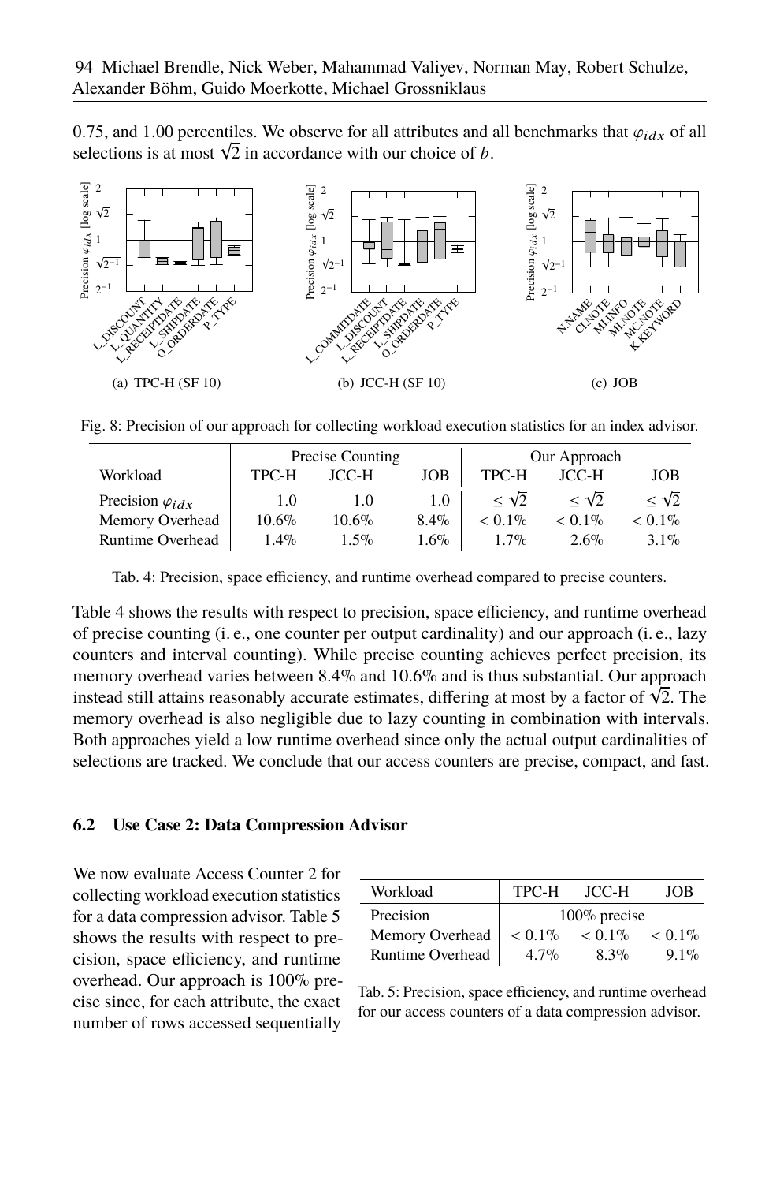0.75, and 1.00 percentiles. We observe for all attributes and all benchmarks that $\varphi_{idx}$ of all selections is at most $\sqrt{2}$ in accordance with our choice of $b$.

(a) TPC-H (SF 10) (b) JCC-H (SF 10) (c) JOB

Fig. 8: Precision of our approach for collecting workload execution statistics for an index advisor.

| Workload | Precise Counting | | | Our Approach | | |
|---|---|---|---|---|---|---|
| | TPC-H | JCC-H | JOB | TPC-H | JCC-H | JOB |
| Precision $\varphi_{idx}$ | 1.0 | 1.0 | 1.0 | $\leq \sqrt{2}$ | $\leq \sqrt{2}$ | $\leq \sqrt{2}$ |
| Memory Overhead | 10.6% | 10.6% | 8.4% | < 0.1% | < 0.1% | < 0.1% |
| Runtime Overhead | 1.4% | 1.5% | 1.6% | 1.7% | 2.6% | 3.1% |

Tab. 4: Precision, space efficiency, and runtime overhead compared to precise counters.

Table 4 shows the results with respect to precision, space efficiency, and runtime overhead of precise counting (i. e., one counter per output cardinality) and our approach (i. e., lazy counters and interval counting). While precise counting achieves perfect precision, its memory overhead varies between 8.4% and 10.6% and is thus substantial. Our approach instead still attains reasonably accurate estimates, differing at most by a factor of $\sqrt{2}$. The memory overhead is also negligible due to lazy counting in combination with intervals. Both approaches yield a low runtime overhead since only the actual output cardinalities of selections are tracked. We conclude that our access counters are precise, compact, and fast.

### 6.2 Use Case 2: Data Compression Advisor

We now evaluate Access Counter 2 for collecting workload execution statistics for a data compression advisor. Table 5 shows the results with respect to precision, space efficiency, and runtime overhead. Our approach is 100% precise since, for each attribute, the exact number of rows accessed sequentially

| Workload | TPC-H | JCC-H | JOB |
|---|---|---|---|
| Precision | 100% precise | | |
| Memory Overhead | < 0.1% | < 0.1% | < 0.1% |
| Runtime Overhead | 4.7% | 8.3% | 9.1% |

Tab. 5: Precision, space efficiency, and runtime overhead for our access counters of a data compression advisor.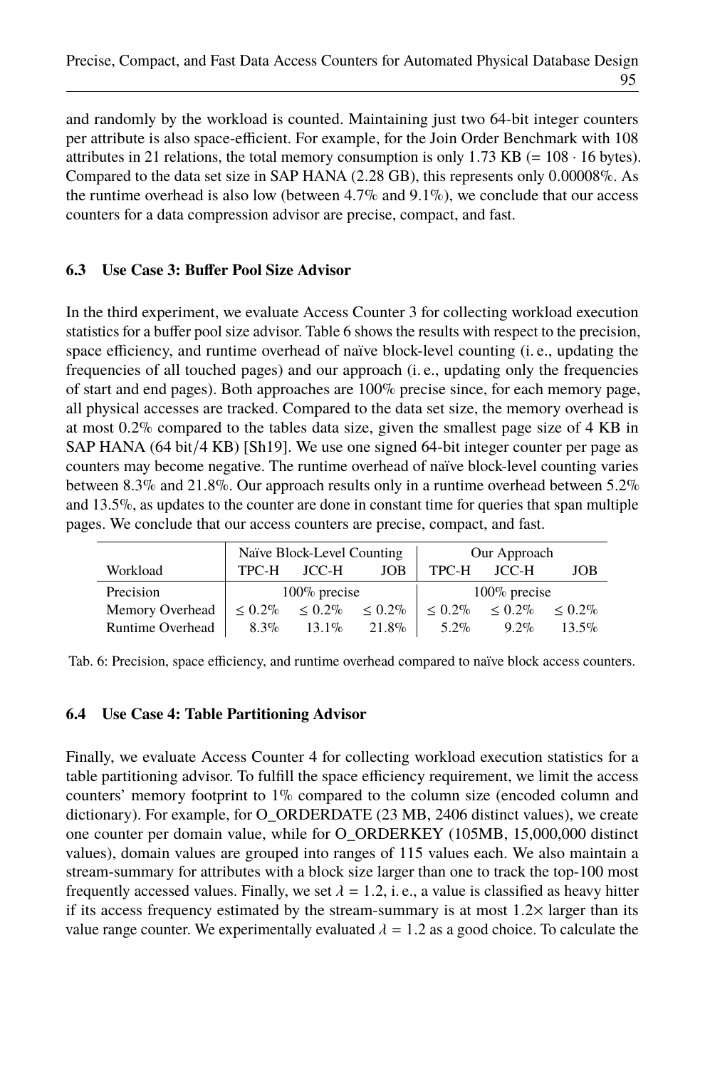and randomly by the workload is counted. Maintaining just two 64-bit integer counters per attribute is also space-efficient. For example, for the Join Order Benchmark with 108 attributes in 21 relations, the total memory consumption is only 1.73 KB (= $108 \cdot 16$ bytes). Compared to the data set size in SAP HANA (2.28 GB), this represents only 0.00008%. As the runtime overhead is also low (between 4.7% and 9.1%), we conclude that our access counters for a data compression advisor are precise, compact, and fast.

### 6.3 Use Case 3: Buffer Pool Size Advisor

In the third experiment, we evaluate Access Counter 3 for collecting workload execution statistics for a buffer pool size advisor. Table 6 shows the results with respect to the precision, space efficiency, and runtime overhead of naïve block-level counting (i. e., updating the frequencies of all touched pages) and our approach (i. e., updating only the frequencies of start and end pages). Both approaches are 100% precise since, for each memory page, all physical accesses are tracked. Compared to the data set size, the memory overhead is at most 0.2% compared to the tables data size, given the smallest page size of 4 KB in SAP HANA (64 bit/4 KB) [Sh19]. We use one signed 64-bit integer counter per page as counters may become negative. The runtime overhead of naïve block-level counting varies between 8.3% and 21.8%. Our approach results only in a runtime overhead between 5.2% and 13.5%, as updates to the counter are done in constant time for queries that span multiple pages. We conclude that our access counters are precise, compact, and fast.

| | Naïve Block-Level Counting | | | Our Approach | | |
|---|---|---|---|---|---|---|
| Workload | TPC-H | JCC-H | JOB | TPC-H | JCC-H | JOB |
| Precision | 100% precise | | | 100% precise | | |
| Memory Overhead | $\leq 0.2\%$ | $\leq 0.2\%$ | $\leq 0.2\%$ | $\leq 0.2\%$ | $\leq 0.2\%$ | $\leq 0.2\%$ |
| Runtime Overhead | 8.3% | 13.1% | 21.8% | 5.2% | 9.2% | 13.5% |

Tab. 6: Precision, space efficiency, and runtime overhead compared to naïve block access counters.

### 6.4 Use Case 4: Table Partitioning Advisor

Finally, we evaluate Access Counter 4 for collecting workload execution statistics for a table partitioning advisor. To fulfill the space efficiency requirement, we limit the access counters' memory footprint to 1% compared to the column size (encoded column and dictionary). For example, for O_ORDERDATE (23 MB, 2406 distinct values), we create one counter per domain value, while for O_ORDERKEY (105MB, 15,000,000 distinct values), domain values are grouped into ranges of 115 values each. We also maintain a stream-summary for attributes with a block size larger than one to track the top-100 most frequently accessed values. Finally, we set $\lambda = 1.2$, i. e., a value is classified as heavy hitter if its access frequency estimated by the stream-summary is at most $1.2\times$ larger than its value range counter. We experimentally evaluated $\lambda = 1.2$ as a good choice. To calculate the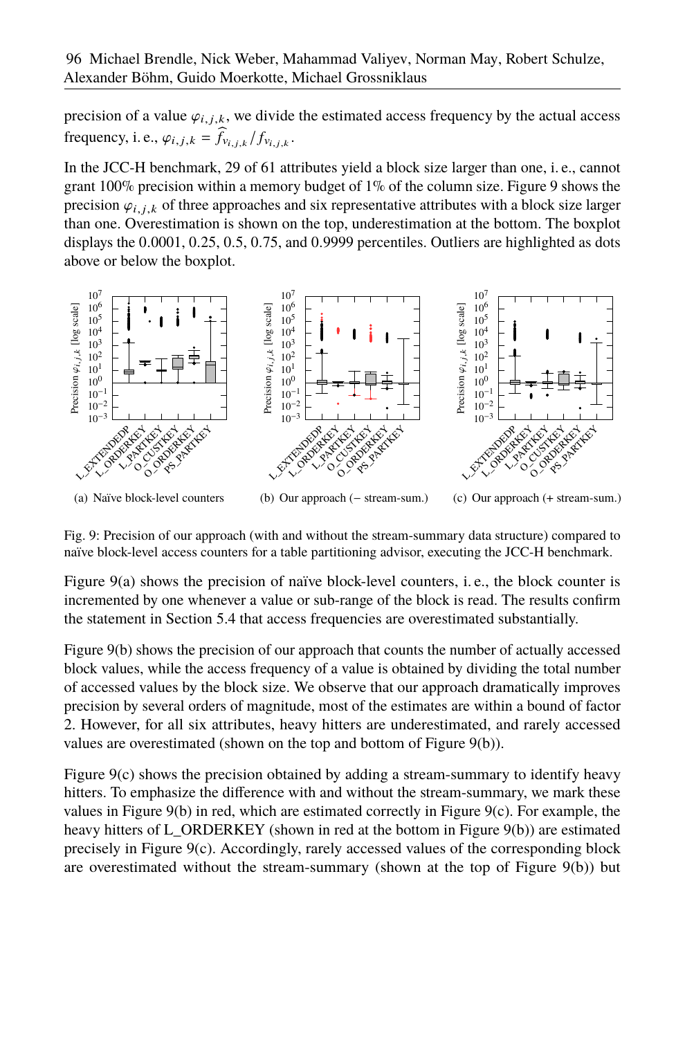precision of a value $\varphi_{i,j,k}$, we divide the estimated access frequency by the actual access frequency, i. e., $\varphi_{i,j,k} = \widehat{f}_{v_{i,j,k}} / f_{v_{i,j,k}}$.

In the JCC-H benchmark, 29 of 61 attributes yield a block size larger than one, i. e., cannot grant 100% precision within a memory budget of 1% of the column size. Figure 9 shows the precision $\varphi_{i,j,k}$ of three approaches and six representative attributes with a block size larger than one. Overestimation is shown on the top, underestimation at the bottom. The boxplot displays the 0.0001, 0.25, 0.5, 0.75, and 0.9999 percentiles. Outliers are highlighted as dots above or below the boxplot.

(a) Naïve block-level counters

(b) Our approach (− stream-sum.)

(c) Our approach (+ stream-sum.)

Fig. 9: Precision of our approach (with and without the stream-summary data structure) compared to naïve block-level access counters for a table partitioning advisor, executing the JCC-H benchmark.

Figure 9(a) shows the precision of naïve block-level counters, i. e., the block counter is incremented by one whenever a value or sub-range of the block is read. The results confirm the statement in Section 5.4 that access frequencies are overestimated substantially.

Figure 9(b) shows the precision of our approach that counts the number of actually accessed block values, while the access frequency of a value is obtained by dividing the total number of accessed values by the block size. We observe that our approach dramatically improves precision by several orders of magnitude, most of the estimates are within a bound of factor 2. However, for all six attributes, heavy hitters are underestimated, and rarely accessed values are overestimated (shown on the top and bottom of Figure 9(b)).

Figure 9(c) shows the precision obtained by adding a stream-summary to identify heavy hitters. To emphasize the difference with and without the stream-summary, we mark these values in Figure 9(b) in red, which are estimated correctly in Figure 9(c). For example, the heavy hitters of L_ORDERKEY (shown in red at the bottom in Figure 9(b)) are estimated precisely in Figure 9(c). Accordingly, rarely accessed values of the corresponding block are overestimated without the stream-summary (shown at the top of Figure 9(b)) but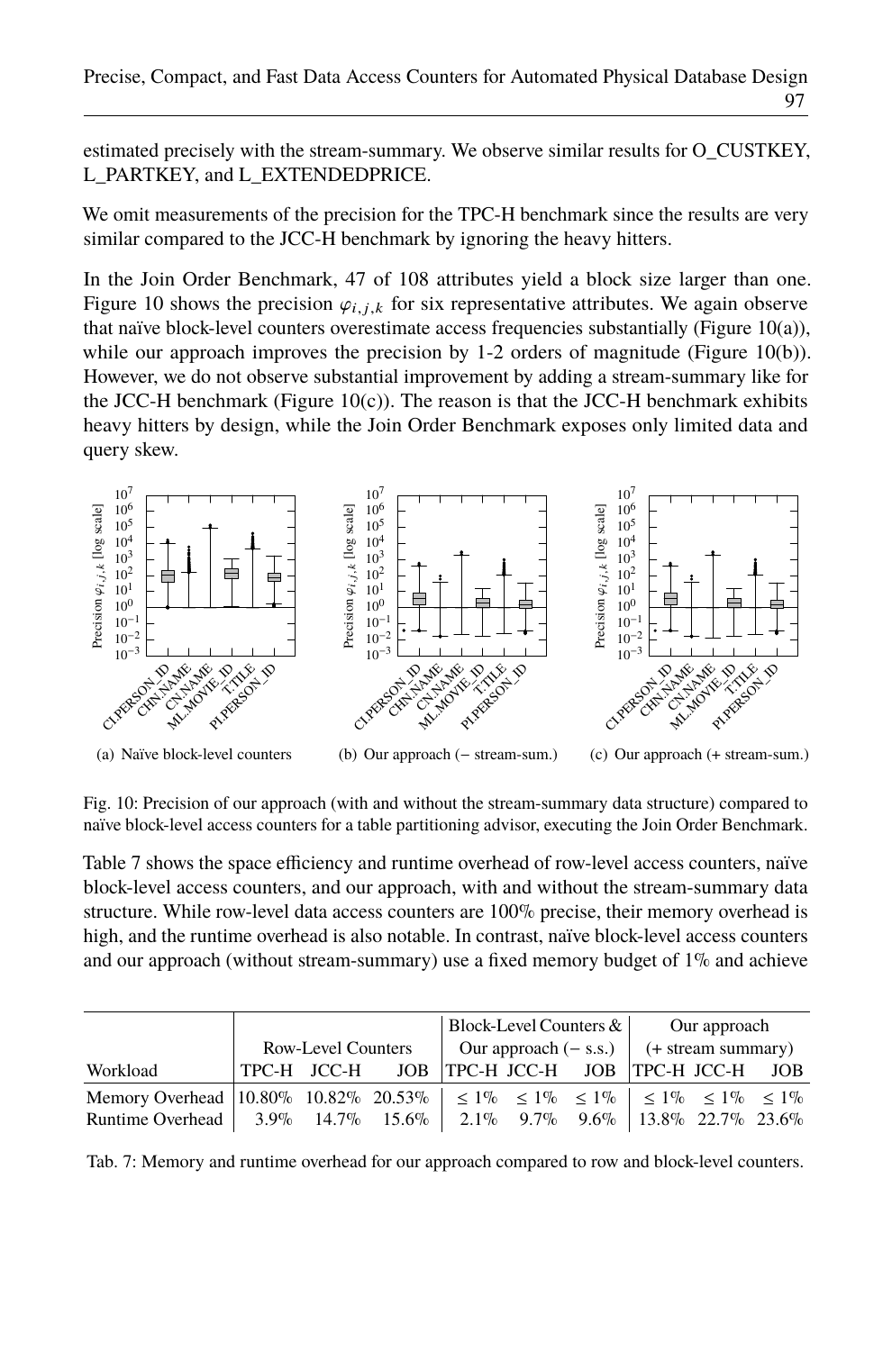estimated precisely with the stream-summary. We observe similar results for O_CUSTKEY, L_PARTKEY, and L_EXTENDEDPRICE.

We omit measurements of the precision for the TPC-H benchmark since the results are very similar compared to the JCC-H benchmark by ignoring the heavy hitters.

In the Join Order Benchmark, 47 of 108 attributes yield a block size larger than one. Figure 10 shows the precision $\varphi_{i,j,k}$ for six representative attributes. We again observe that naïve block-level counters overestimate access frequencies substantially (Figure 10(a)), while our approach improves the precision by 1-2 orders of magnitude (Figure 10(b)). However, we do not observe substantial improvement by adding a stream-summary like for the JCC-H benchmark (Figure 10(c)). The reason is that the JCC-H benchmark exhibits heavy hitters by design, while the Join Order Benchmark exposes only limited data and query skew.

(a) Naïve block-level counters (b) Our approach (− stream-sum.) (c) Our approach (+ stream-sum.)

Fig. 10: Precision of our approach (with and without the stream-summary data structure) compared to naïve block-level access counters for a table partitioning advisor, executing the Join Order Benchmark.

Table 7 shows the space efficiency and runtime overhead of row-level access counters, naïve block-level access counters, and our approach, with and without the stream-summary data structure. While row-level data access counters are 100% precise, their memory overhead is high, and the runtime overhead is also notable. In contrast, naïve block-level access counters and our approach (without stream-summary) use a fixed memory budget of 1% and achieve

| | Row-Level Counters | | | Block-Level Counters & Our approach (− s.s.) | | | Our approach (+ stream summary) | | |
|---|---|---|---|---|---|---|---|---|---|
| Workload | TPC-H | JCC-H | JOB | TPC-H | JCC-H | JOB | TPC-H | JCC-H | JOB |
| Memory Overhead | 10.80% | 10.82% | 20.53% | ≤ 1% | ≤ 1% | ≤ 1% | ≤ 1% | ≤ 1% | ≤ 1% |
| Runtime Overhead | 3.9% | 14.7% | 15.6% | 2.1% | 9.7% | 9.6% | 13.8% | 22.7% | 23.6% |

Tab. 7: Memory and runtime overhead for our approach compared to row and block-level counters.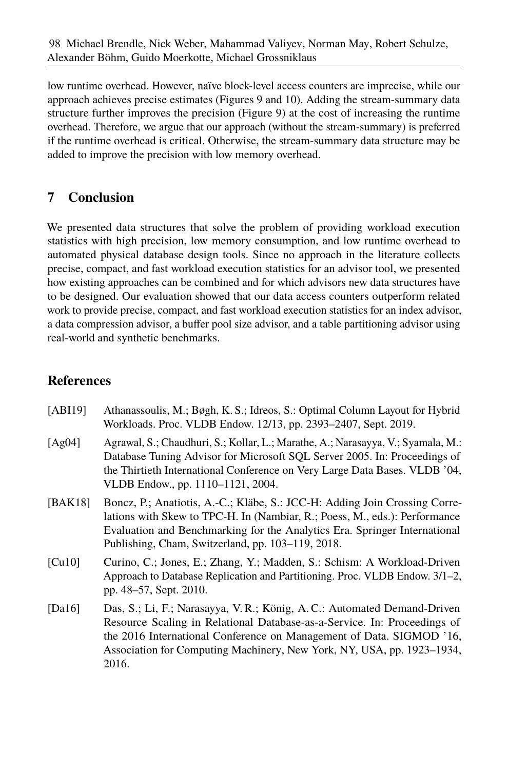low runtime overhead. However, naïve block-level access counters are imprecise, while our approach achieves precise estimates (Figures 9 and 10). Adding the stream-summary data structure further improves the precision (Figure 9) at the cost of increasing the runtime overhead. Therefore, we argue that our approach (without the stream-summary) is preferred if the runtime overhead is critical. Otherwise, the stream-summary data structure may be added to improve the precision with low memory overhead.

## 7 Conclusion

We presented data structures that solve the problem of providing workload execution statistics with high precision, low memory consumption, and low runtime overhead to automated physical database design tools. Since no approach in the literature collects precise, compact, and fast workload execution statistics for an advisor tool, we presented how existing approaches can be combined and for which advisors new data structures have to be designed. Our evaluation showed that our data access counters outperform related work to provide precise, compact, and fast workload execution statistics for an index advisor, a data compression advisor, a buffer pool size advisor, and a table partitioning advisor using real-world and synthetic benchmarks.

## References

[ABI19] Athanassoulis, M.; Bøgh, K. S.; Idreos, S.: Optimal Column Layout for Hybrid Workloads. Proc. VLDB Endow. 12/13, pp. 2393–2407, Sept. 2019.

[Ag04] Agrawal, S.; Chaudhuri, S.; Kollar, L.; Marathe, A.; Narasayya, V.; Syamala, M.: Database Tuning Advisor for Microsoft SQL Server 2005. In: Proceedings of the Thirtieth International Conference on Very Large Data Bases. VLDB '04, VLDB Endow., pp. 1110–1121, 2004.

[BAK18] Boncz, P.; Anatiotis, A.-C.; Kläbe, S.: JCC-H: Adding Join Crossing Correlations with Skew to TPC-H. In (Nambiar, R.; Poess, M., eds.): Performance Evaluation and Benchmarking for the Analytics Era. Springer International Publishing, Cham, Switzerland, pp. 103–119, 2018.

[Cu10] Curino, C.; Jones, E.; Zhang, Y.; Madden, S.: Schism: A Workload-Driven Approach to Database Replication and Partitioning. Proc. VLDB Endow. 3/1–2, pp. 48–57, Sept. 2010.

[Da16] Das, S.; Li, F.; Narasayya, V. R.; König, A. C.: Automated Demand-Driven Resource Scaling in Relational Database-as-a-Service. In: Proceedings of the 2016 International Conference on Management of Data. SIGMOD '16, Association for Computing Machinery, New York, NY, USA, pp. 1923–1934, 2016.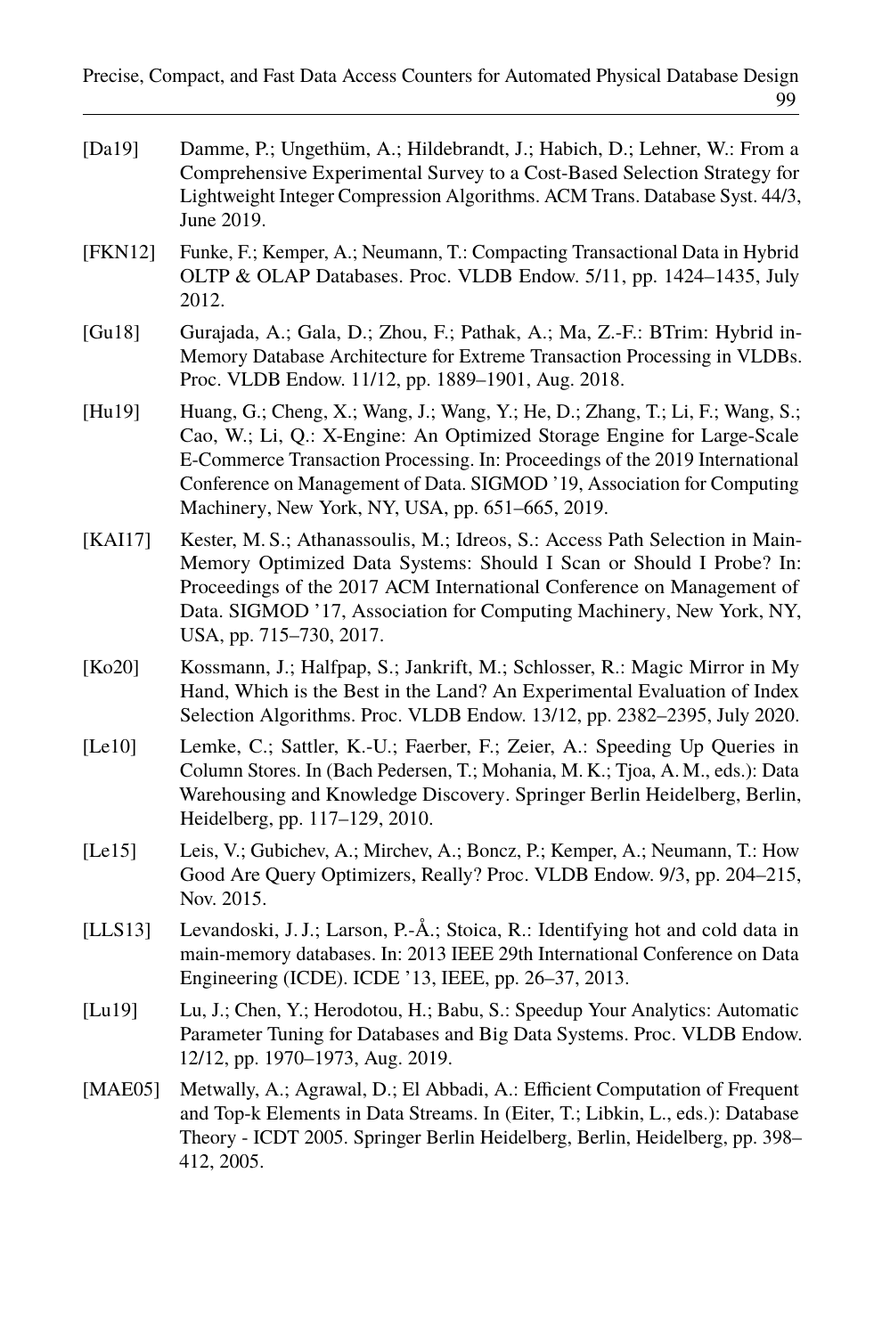[Da19] Damme, P.; Ungethüm, A.; Hildebrandt, J.; Habich, D.; Lehner, W.: From a Comprehensive Experimental Survey to a Cost-Based Selection Strategy for Lightweight Integer Compression Algorithms. ACM Trans. Database Syst. 44/3, June 2019.

[FKN12] Funke, F.; Kemper, A.; Neumann, T.: Compacting Transactional Data in Hybrid OLTP & OLAP Databases. Proc. VLDB Endow. 5/11, pp. 1424–1435, July 2012.

[Gu18] Gurajada, A.; Gala, D.; Zhou, F.; Pathak, A.; Ma, Z.-F.: BTrim: Hybrid in-Memory Database Architecture for Extreme Transaction Processing in VLDBs. Proc. VLDB Endow. 11/12, pp. 1889–1901, Aug. 2018.

[Hu19] Huang, G.; Cheng, X.; Wang, J.; Wang, Y.; He, D.; Zhang, T.; Li, F.; Wang, S.; Cao, W.; Li, Q.: X-Engine: An Optimized Storage Engine for Large-Scale E-Commerce Transaction Processing. In: Proceedings of the 2019 International Conference on Management of Data. SIGMOD '19, Association for Computing Machinery, New York, NY, USA, pp. 651–665, 2019.

[KAI17] Kester, M. S.; Athanassoulis, M.; Idreos, S.: Access Path Selection in Main-Memory Optimized Data Systems: Should I Scan or Should I Probe? In: Proceedings of the 2017 ACM International Conference on Management of Data. SIGMOD '17, Association for Computing Machinery, New York, NY, USA, pp. 715–730, 2017.

[Ko20] Kossmann, J.; Halfpap, S.; Jankrift, M.; Schlosser, R.: Magic Mirror in My Hand, Which is the Best in the Land? An Experimental Evaluation of Index Selection Algorithms. Proc. VLDB Endow. 13/12, pp. 2382–2395, July 2020.

[Le10] Lemke, C.; Sattler, K.-U.; Faerber, F.; Zeier, A.: Speeding Up Queries in Column Stores. In (Bach Pedersen, T.; Mohania, M. K.; Tjoa, A. M., eds.): Data Warehousing and Knowledge Discovery. Springer Berlin Heidelberg, Berlin, Heidelberg, pp. 117–129, 2010.

[Le15] Leis, V.; Gubichev, A.; Mirchev, A.; Boncz, P.; Kemper, A.; Neumann, T.: How Good Are Query Optimizers, Really? Proc. VLDB Endow. 9/3, pp. 204–215, Nov. 2015.

[LLS13] Levandoski, J. J.; Larson, P.-Å.; Stoica, R.: Identifying hot and cold data in main-memory databases. In: 2013 IEEE 29th International Conference on Data Engineering (ICDE). ICDE '13, IEEE, pp. 26–37, 2013.

[Lu19] Lu, J.; Chen, Y.; Herodotou, H.; Babu, S.: Speedup Your Analytics: Automatic Parameter Tuning for Databases and Big Data Systems. Proc. VLDB Endow. 12/12, pp. 1970–1973, Aug. 2019.

[MAE05] Metwally, A.; Agrawal, D.; El Abbadi, A.: Efficient Computation of Frequent and Top-k Elements in Data Streams. In (Eiter, T.; Libkin, L., eds.): Database Theory - ICDT 2005. Springer Berlin Heidelberg, Berlin, Heidelberg, pp. 398–412, 2005.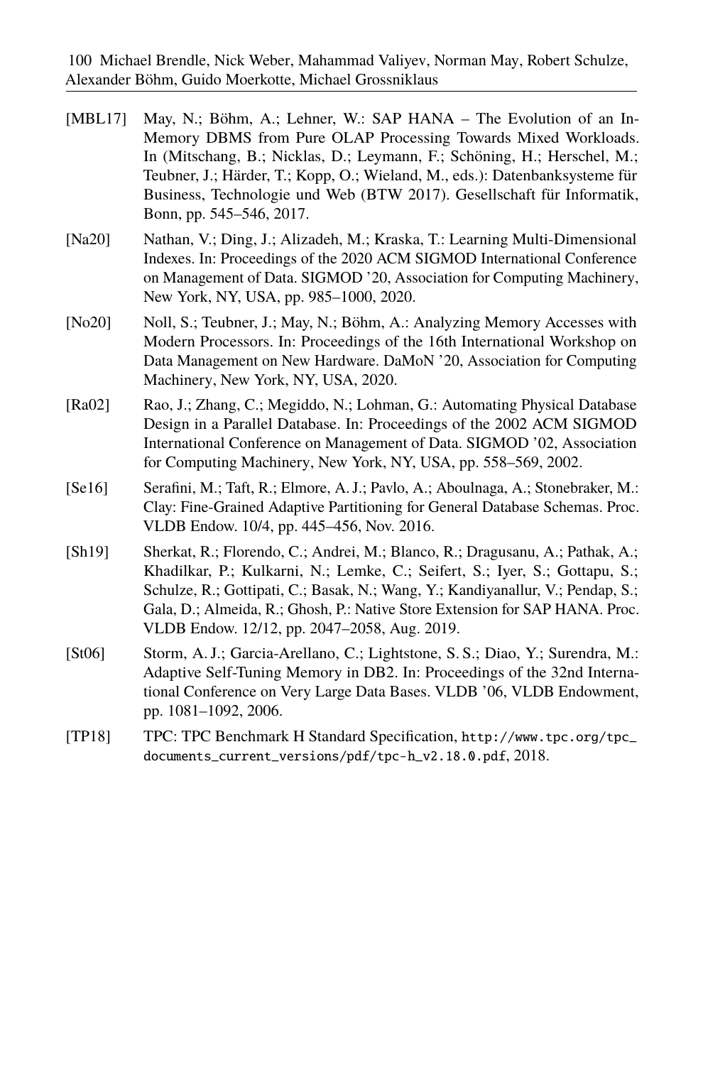[MBL17] May, N.; Böhm, A.; Lehner, W.: SAP HANA – The Evolution of an In-Memory DBMS from Pure OLAP Processing Towards Mixed Workloads. In (Mitschang, B.; Nicklas, D.; Leymann, F.; Schöning, H.; Herschel, M.; Teubner, J.; Härder, T.; Kopp, O.; Wieland, M., eds.): Datenbanksysteme für Business, Technologie und Web (BTW 2017). Gesellschaft für Informatik, Bonn, pp. 545–546, 2017.

[Na20] Nathan, V.; Ding, J.; Alizadeh, M.; Kraska, T.: Learning Multi-Dimensional Indexes. In: Proceedings of the 2020 ACM SIGMOD International Conference on Management of Data. SIGMOD '20, Association for Computing Machinery, New York, NY, USA, pp. 985–1000, 2020.

[No20] Noll, S.; Teubner, J.; May, N.; Böhm, A.: Analyzing Memory Accesses with Modern Processors. In: Proceedings of the 16th International Workshop on Data Management on New Hardware. DaMoN '20, Association for Computing Machinery, New York, NY, USA, 2020.

[Ra02] Rao, J.; Zhang, C.; Megiddo, N.; Lohman, G.: Automating Physical Database Design in a Parallel Database. In: Proceedings of the 2002 ACM SIGMOD International Conference on Management of Data. SIGMOD '02, Association for Computing Machinery, New York, NY, USA, pp. 558–569, 2002.

[Se16] Serafini, M.; Taft, R.; Elmore, A. J.; Pavlo, A.; Aboulnaga, A.; Stonebraker, M.: Clay: Fine-Grained Adaptive Partitioning for General Database Schemas. Proc. VLDB Endow. 10/4, pp. 445–456, Nov. 2016.

[Sh19] Sherkat, R.; Florendo, C.; Andrei, M.; Blanco, R.; Dragusanu, A.; Pathak, A.; Khadilkar, P.; Kulkarni, N.; Lemke, C.; Seifert, S.; Iyer, S.; Gottapu, S.; Schulze, R.; Gottipati, C.; Basak, N.; Wang, Y.; Kandiyanallur, V.; Pendap, S.; Gala, D.; Almeida, R.; Ghosh, P.: Native Store Extension for SAP HANA. Proc. VLDB Endow. 12/12, pp. 2047–2058, Aug. 2019.

[St06] Storm, A. J.; Garcia-Arellano, C.; Lightstone, S. S.; Diao, Y.; Surendra, M.: Adaptive Self-Tuning Memory in DB2. In: Proceedings of the 32nd International Conference on Very Large Data Bases. VLDB '06, VLDB Endowment, pp. 1081–1092, 2006.

[TP18] TPC: TPC Benchmark H Standard Specification, http://www.tpc.org/tpc_documents_current_versions/pdf/tpc-h_v2.18.0.pdf, 2018.